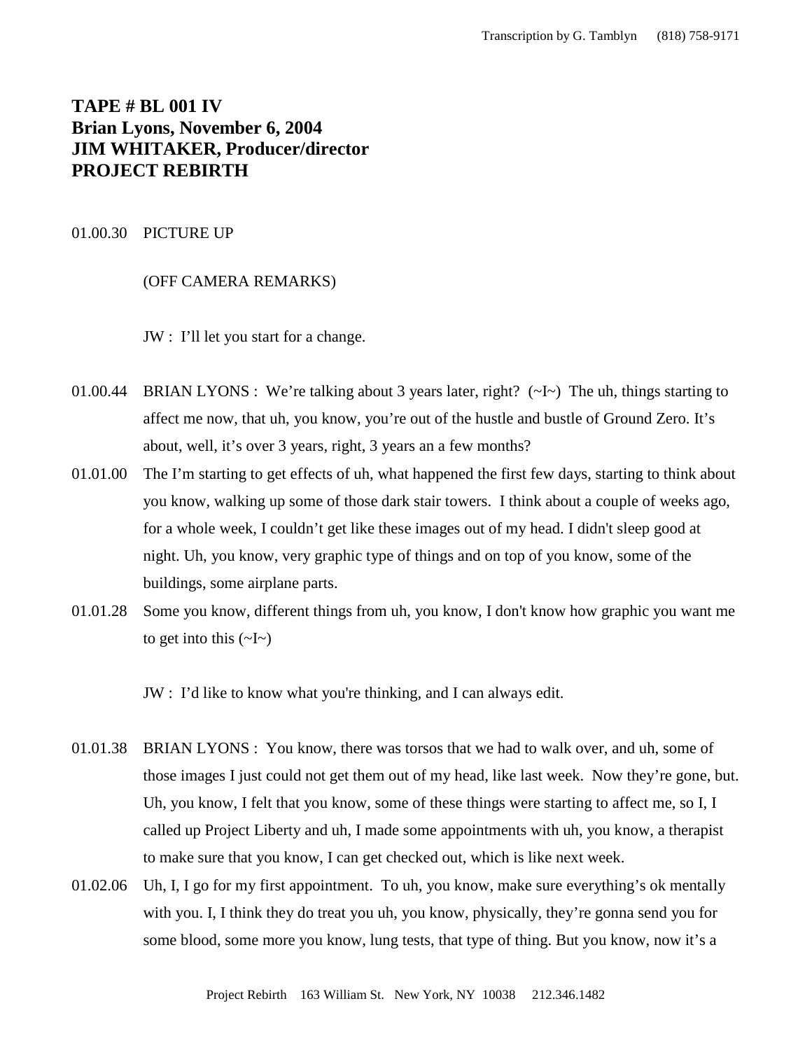# TAPE # BL 001 IV
# Brian Lyons, November 6, 2004
# JIM WHITAKER, Producer/director
# PROJECT REBIRTH

01.00.30 PICTURE UP

(OFF CAMERA REMARKS)

JW : I'll let you start for a change.

01.00.44 BRIAN LYONS : We're talking about 3 years later, right? (~I~) The uh, things starting to affect me now, that uh, you know, you're out of the hustle and bustle of Ground Zero. It's about, well, it's over 3 years, right, 3 years an a few months?

01.01.00 The I'm starting to get effects of uh, what happened the first few days, starting to think about you know, walking up some of those dark stair towers. I think about a couple of weeks ago, for a whole week, I couldn't get like these images out of my head. I didn't sleep good at night. Uh, you know, very graphic type of things and on top of you know, some of the buildings, some airplane parts.

01.01.28 Some you know, different things from uh, you know, I don't know how graphic you want me to get into this (~I~)

JW : I'd like to know what you're thinking, and I can always edit.

01.01.38 BRIAN LYONS : You know, there was torsos that we had to walk over, and uh, some of those images I just could not get them out of my head, like last week. Now they're gone, but. Uh, you know, I felt that you know, some of these things were starting to affect me, so I, I called up Project Liberty and uh, I made some appointments with uh, you know, a therapist to make sure that you know, I can get checked out, which is like next week.

01.02.06 Uh, I, I go for my first appointment. To uh, you know, make sure everything's ok mentally with you. I, I think they do treat you uh, you know, physically, they're gonna send you for some blood, some more you know, lung tests, that type of thing. But you know, now it's a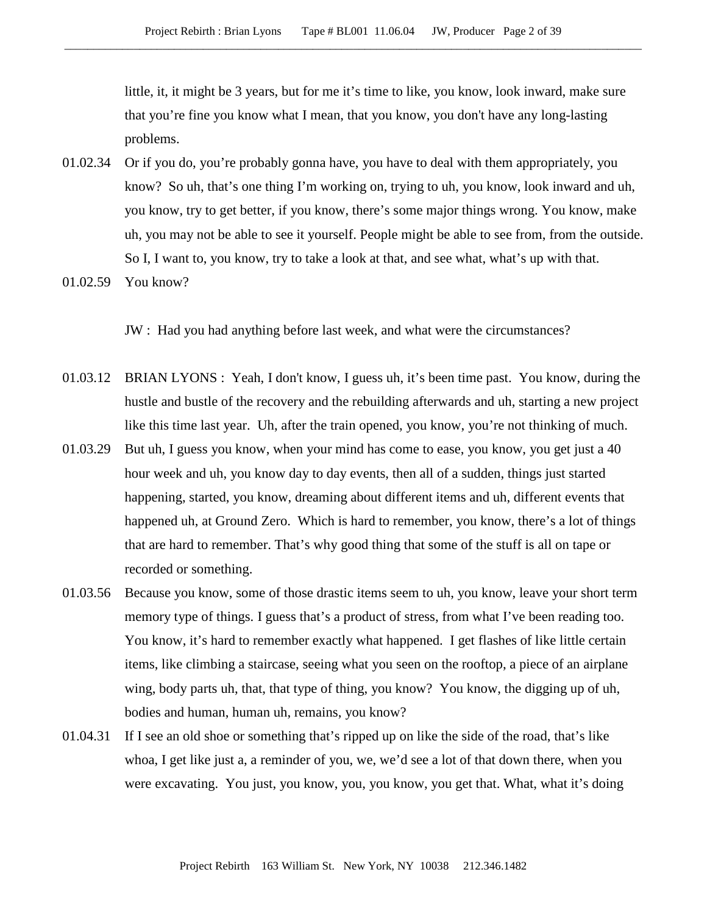little, it, it might be 3 years, but for me it's time to like, you know, look inward, make sure that you're fine you know what I mean, that you know, you don't have any long-lasting problems.

01.02.34 Or if you do, you're probably gonna have, you have to deal with them appropriately, you know? So uh, that's one thing I'm working on, trying to uh, you know, look inward and uh, you know, try to get better, if you know, there's some major things wrong. You know, make uh, you may not be able to see it yourself. People might be able to see from, from the outside. So I, I want to, you know, try to take a look at that, and see what, what's up with that.

01.02.59 You know?

JW : Had you had anything before last week, and what were the circumstances?

01.03.12 BRIAN LYONS : Yeah, I don't know, I guess uh, it's been time past. You know, during the hustle and bustle of the recovery and the rebuilding afterwards and uh, starting a new project like this time last year. Uh, after the train opened, you know, you're not thinking of much.

01.03.29 But uh, I guess you know, when your mind has come to ease, you know, you get just a 40 hour week and uh, you know day to day events, then all of a sudden, things just started happening, started, you know, dreaming about different items and uh, different events that happened uh, at Ground Zero. Which is hard to remember, you know, there's a lot of things that are hard to remember. That's why good thing that some of the stuff is all on tape or recorded or something.

01.03.56 Because you know, some of those drastic items seem to uh, you know, leave your short term memory type of things. I guess that's a product of stress, from what I've been reading too. You know, it's hard to remember exactly what happened. I get flashes of like little certain items, like climbing a staircase, seeing what you seen on the rooftop, a piece of an airplane wing, body parts uh, that, that type of thing, you know? You know, the digging up of uh, bodies and human, human uh, remains, you know?

01.04.31 If I see an old shoe or something that's ripped up on like the side of the road, that's like whoa, I get like just a, a reminder of you, we, we'd see a lot of that down there, when you were excavating. You just, you know, you, you know, you get that. What, what it's doing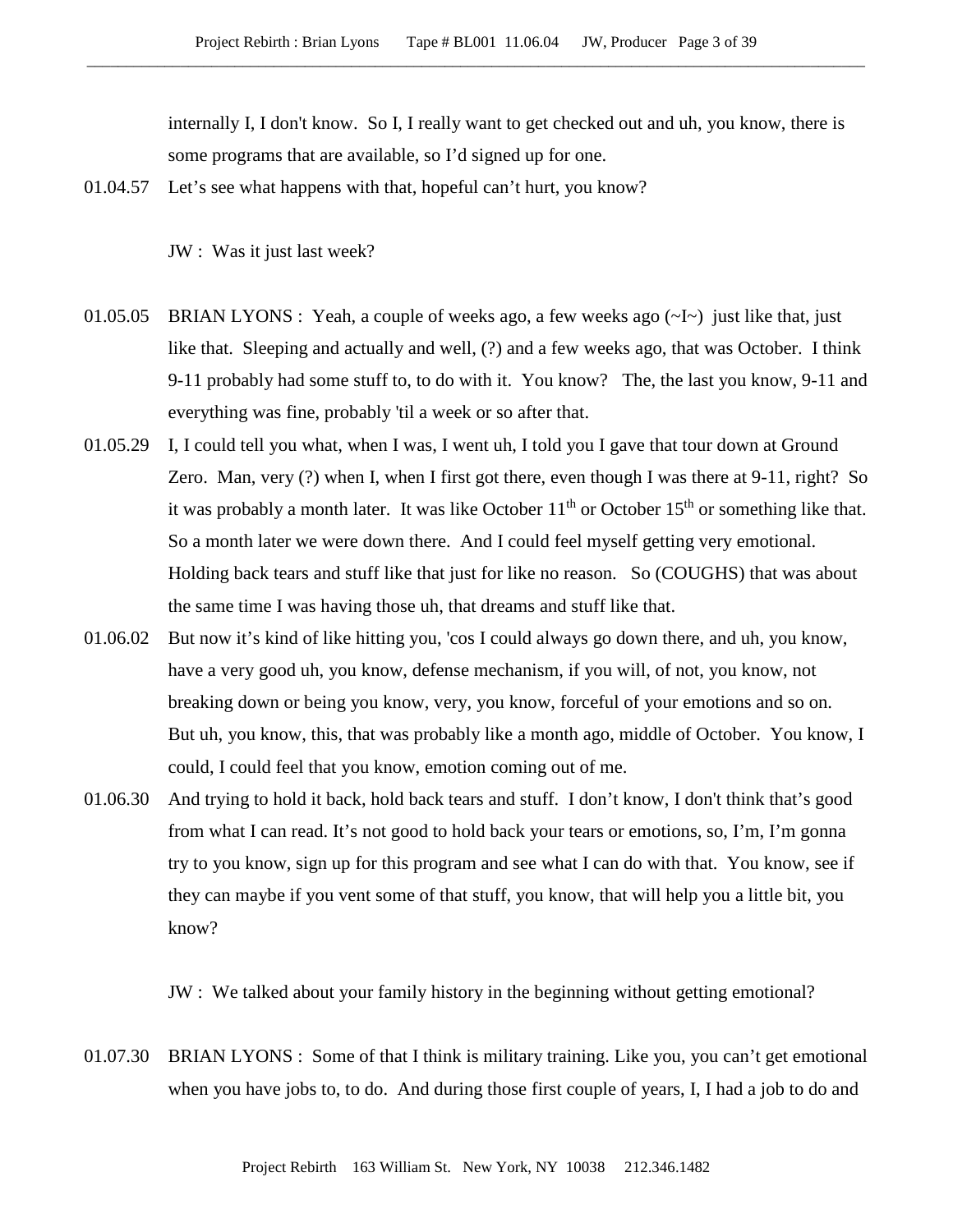internally I, I don't know. So I, I really want to get checked out and uh, you know, there is some programs that are available, so I'd signed up for one.

01.04.57 Let's see what happens with that, hopeful can't hurt, you know?

JW : Was it just last week?

01.05.05 BRIAN LYONS : Yeah, a couple of weeks ago, a few weeks ago (~I~) just like that, just like that. Sleeping and actually and well, (?) and a few weeks ago, that was October. I think 9-11 probably had some stuff to, to do with it. You know? The, the last you know, 9-11 and everything was fine, probably 'til a week or so after that.

01.05.29 I, I could tell you what, when I was, I went uh, I told you I gave that tour down at Ground Zero. Man, very (?) when I, when I first got there, even though I was there at 9-11, right? So it was probably a month later. It was like October 11th or October 15th or something like that. So a month later we were down there. And I could feel myself getting very emotional. Holding back tears and stuff like that just for like no reason. So (COUGHS) that was about the same time I was having those uh, that dreams and stuff like that.

01.06.02 But now it's kind of like hitting you, 'cos I could always go down there, and uh, you know, have a very good uh, you know, defense mechanism, if you will, of not, you know, not breaking down or being you know, very, you know, forceful of your emotions and so on. But uh, you know, this, that was probably like a month ago, middle of October. You know, I could, I could feel that you know, emotion coming out of me.

01.06.30 And trying to hold it back, hold back tears and stuff. I don't know, I don't think that's good from what I can read. It's not good to hold back your tears or emotions, so, I'm, I'm gonna try to you know, sign up for this program and see what I can do with that. You know, see if they can maybe if you vent some of that stuff, you know, that will help you a little bit, you know?

JW : We talked about your family history in the beginning without getting emotional?

01.07.30 BRIAN LYONS : Some of that I think is military training. Like you, you can't get emotional when you have jobs to, to do. And during those first couple of years, I, I had a job to do and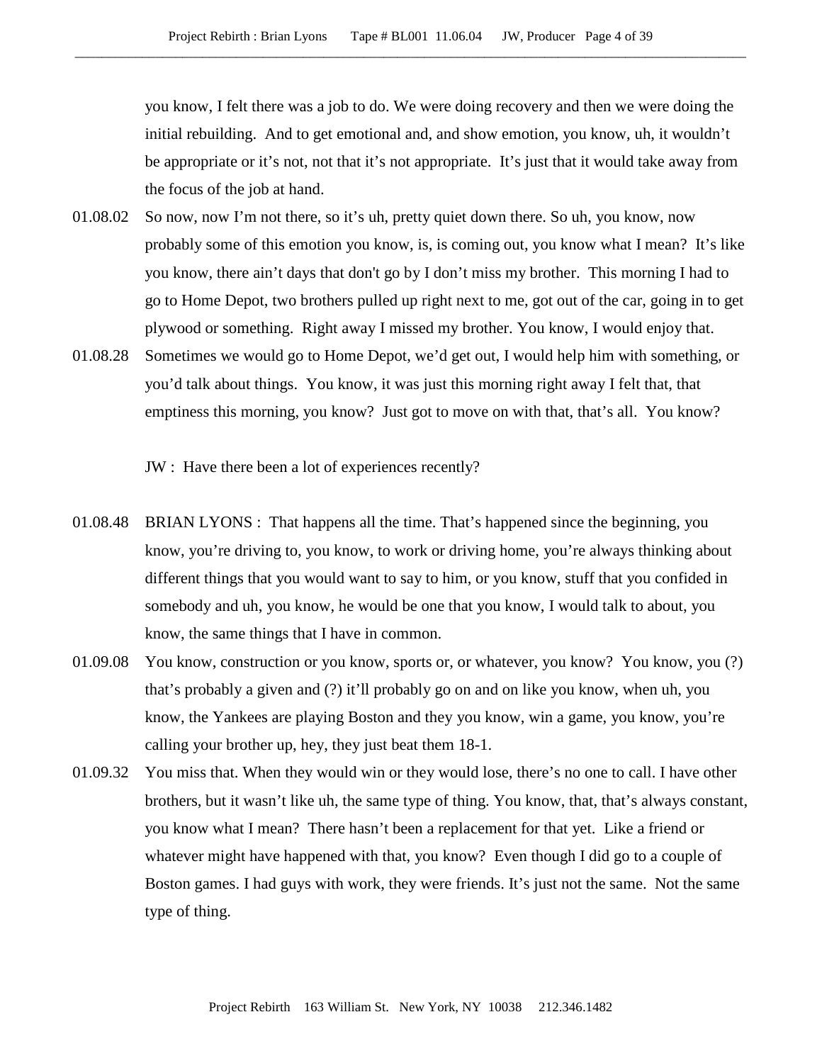you know, I felt there was a job to do. We were doing recovery and then we were doing the initial rebuilding. And to get emotional and, and show emotion, you know, uh, it wouldn't be appropriate or it's not, not that it's not appropriate. It's just that it would take away from the focus of the job at hand.

01.08.02 So now, now I'm not there, so it's uh, pretty quiet down there. So uh, you know, now probably some of this emotion you know, is, is coming out, you know what I mean? It's like you know, there ain't days that don't go by I don't miss my brother. This morning I had to go to Home Depot, two brothers pulled up right next to me, got out of the car, going in to get plywood or something. Right away I missed my brother. You know, I would enjoy that.

01.08.28 Sometimes we would go to Home Depot, we'd get out, I would help him with something, or you'd talk about things. You know, it was just this morning right away I felt that, that emptiness this morning, you know? Just got to move on with that, that's all. You know?

JW : Have there been a lot of experiences recently?

01.08.48 BRIAN LYONS : That happens all the time. That's happened since the beginning, you know, you're driving to, you know, to work or driving home, you're always thinking about different things that you would want to say to him, or you know, stuff that you confided in somebody and uh, you know, he would be one that you know, I would talk to about, you know, the same things that I have in common.

01.09.08 You know, construction or you know, sports or, or whatever, you know? You know, you (?) that's probably a given and (?) it'll probably go on and on like you know, when uh, you know, the Yankees are playing Boston and they you know, win a game, you know, you're calling your brother up, hey, they just beat them 18-1.

01.09.32 You miss that. When they would win or they would lose, there's no one to call. I have other brothers, but it wasn't like uh, the same type of thing. You know, that, that's always constant, you know what I mean? There hasn't been a replacement for that yet. Like a friend or whatever might have happened with that, you know? Even though I did go to a couple of Boston games. I had guys with work, they were friends. It's just not the same. Not the same type of thing.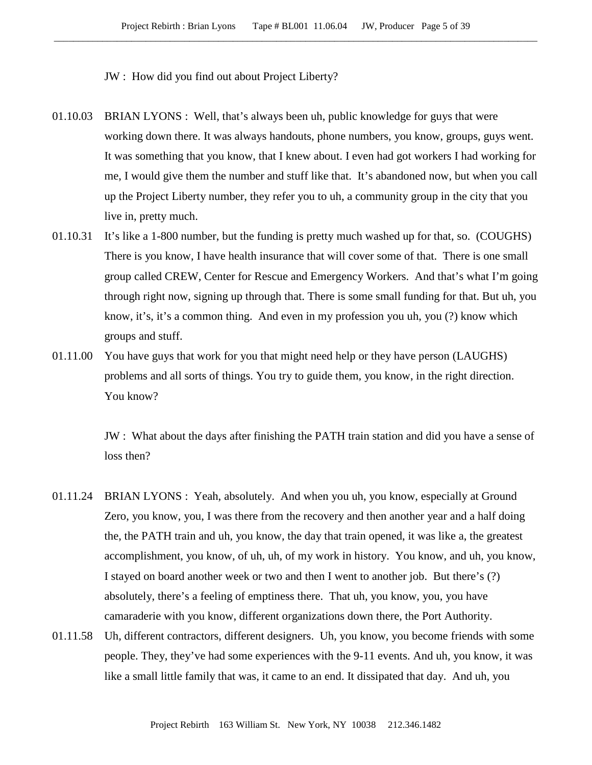JW : How did you find out about Project Liberty?

01.10.03 BRIAN LYONS : Well, that's always been uh, public knowledge for guys that were working down there. It was always handouts, phone numbers, you know, groups, guys went. It was something that you know, that I knew about. I even had got workers I had working for me, I would give them the number and stuff like that. It's abandoned now, but when you call up the Project Liberty number, they refer you to uh, a community group in the city that you live in, pretty much.

01.10.31 It's like a 1-800 number, but the funding is pretty much washed up for that, so. (COUGHS) There is you know, I have health insurance that will cover some of that. There is one small group called CREW, Center for Rescue and Emergency Workers. And that's what I'm going through right now, signing up through that. There is some small funding for that. But uh, you know, it's, it's a common thing. And even in my profession you uh, you (?) know which groups and stuff.

01.11.00 You have guys that work for you that might need help or they have person (LAUGHS) problems and all sorts of things. You try to guide them, you know, in the right direction. You know?

JW : What about the days after finishing the PATH train station and did you have a sense of loss then?

01.11.24 BRIAN LYONS : Yeah, absolutely. And when you uh, you know, especially at Ground Zero, you know, you, I was there from the recovery and then another year and a half doing the, the PATH train and uh, you know, the day that train opened, it was like a, the greatest accomplishment, you know, of uh, uh, of my work in history. You know, and uh, you know, I stayed on board another week or two and then I went to another job. But there's (?) absolutely, there's a feeling of emptiness there. That uh, you know, you, you have camaraderie with you know, different organizations down there, the Port Authority.

01.11.58 Uh, different contractors, different designers. Uh, you know, you become friends with some people. They, they've had some experiences with the 9-11 events. And uh, you know, it was like a small little family that was, it came to an end. It dissipated that day. And uh, you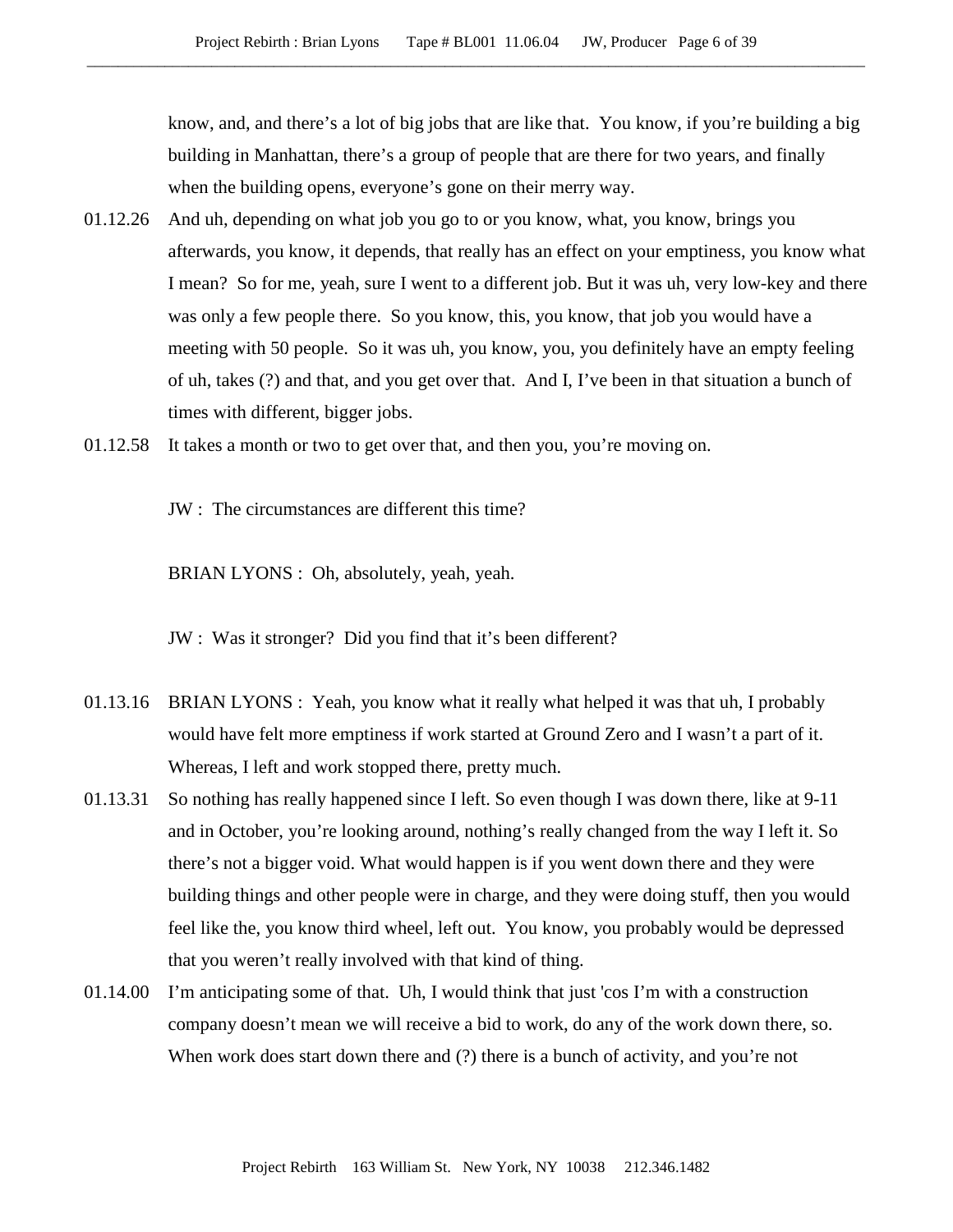know, and, and there's a lot of big jobs that are like that. You know, if you're building a big building in Manhattan, there's a group of people that are there for two years, and finally when the building opens, everyone's gone on their merry way.

01.12.26 And uh, depending on what job you go to or you know, what, you know, brings you afterwards, you know, it depends, that really has an effect on your emptiness, you know what I mean? So for me, yeah, sure I went to a different job. But it was uh, very low-key and there was only a few people there. So you know, this, you know, that job you would have a meeting with 50 people. So it was uh, you know, you, you definitely have an empty feeling of uh, takes (?) and that, and you get over that. And I, I've been in that situation a bunch of times with different, bigger jobs.

01.12.58 It takes a month or two to get over that, and then you, you're moving on.

JW : The circumstances are different this time?

BRIAN LYONS : Oh, absolutely, yeah, yeah.

JW : Was it stronger? Did you find that it's been different?

01.13.16 BRIAN LYONS : Yeah, you know what it really what helped it was that uh, I probably would have felt more emptiness if work started at Ground Zero and I wasn't a part of it. Whereas, I left and work stopped there, pretty much.

01.13.31 So nothing has really happened since I left. So even though I was down there, like at 9-11 and in October, you're looking around, nothing's really changed from the way I left it. So there's not a bigger void. What would happen is if you went down there and they were building things and other people were in charge, and they were doing stuff, then you would feel like the, you know third wheel, left out. You know, you probably would be depressed that you weren't really involved with that kind of thing.

01.14.00 I'm anticipating some of that. Uh, I would think that just 'cos I'm with a construction company doesn't mean we will receive a bid to work, do any of the work down there, so. When work does start down there and (?) there is a bunch of activity, and you're not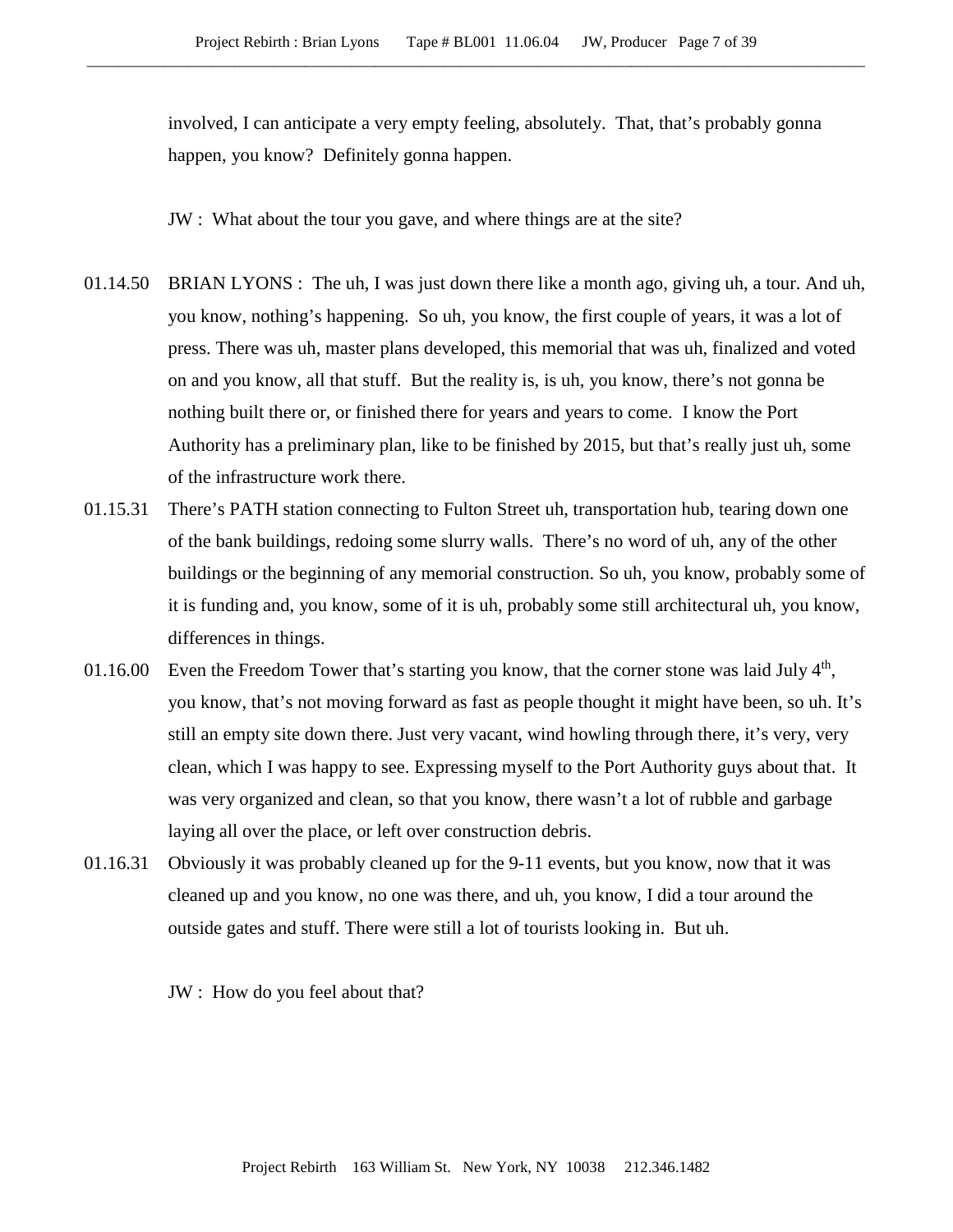involved, I can anticipate a very empty feeling, absolutely. That, that's probably gonna happen, you know? Definitely gonna happen.

JW : What about the tour you gave, and where things are at the site?

01.14.50 BRIAN LYONS : The uh, I was just down there like a month ago, giving uh, a tour. And uh, you know, nothing's happening. So uh, you know, the first couple of years, it was a lot of press. There was uh, master plans developed, this memorial that was uh, finalized and voted on and you know, all that stuff. But the reality is, is uh, you know, there's not gonna be nothing built there or, or finished there for years and years to come. I know the Port Authority has a preliminary plan, like to be finished by 2015, but that's really just uh, some of the infrastructure work there.

01.15.31 There's PATH station connecting to Fulton Street uh, transportation hub, tearing down one of the bank buildings, redoing some slurry walls. There's no word of uh, any of the other buildings or the beginning of any memorial construction. So uh, you know, probably some of it is funding and, you know, some of it is uh, probably some still architectural uh, you know, differences in things.

01.16.00 Even the Freedom Tower that's starting you know, that the corner stone was laid July 4th, you know, that's not moving forward as fast as people thought it might have been, so uh. It's still an empty site down there. Just very vacant, wind howling through there, it's very, very clean, which I was happy to see. Expressing myself to the Port Authority guys about that. It was very organized and clean, so that you know, there wasn't a lot of rubble and garbage laying all over the place, or left over construction debris.

01.16.31 Obviously it was probably cleaned up for the 9-11 events, but you know, now that it was cleaned up and you know, no one was there, and uh, you know, I did a tour around the outside gates and stuff. There were still a lot of tourists looking in. But uh.

JW : How do you feel about that?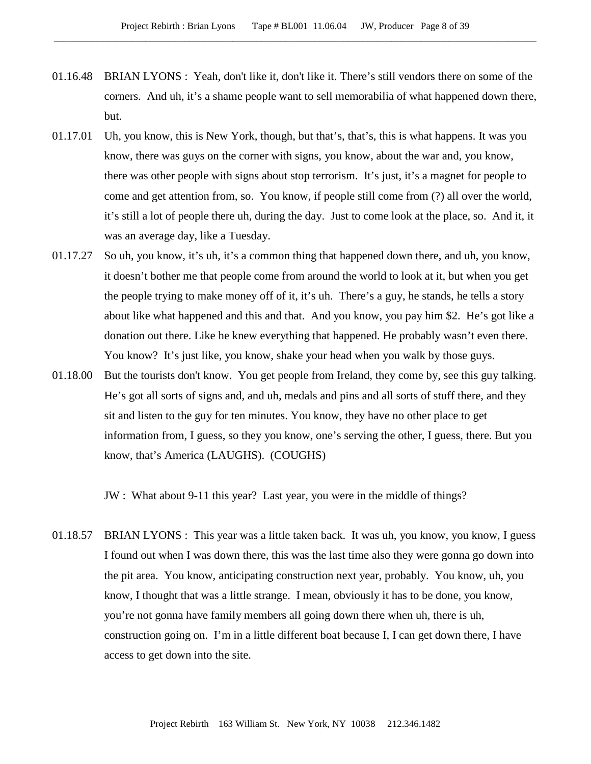01.16.48 BRIAN LYONS : Yeah, don't like it, don't like it. There's still vendors there on some of the corners. And uh, it's a shame people want to sell memorabilia of what happened down there, but.

01.17.01 Uh, you know, this is New York, though, but that's, that's, this is what happens. It was you know, there was guys on the corner with signs, you know, about the war and, you know, there was other people with signs about stop terrorism. It's just, it's a magnet for people to come and get attention from, so. You know, if people still come from (?) all over the world, it's still a lot of people there uh, during the day. Just to come look at the place, so. And it, it was an average day, like a Tuesday.

01.17.27 So uh, you know, it's uh, it's a common thing that happened down there, and uh, you know, it doesn't bother me that people come from around the world to look at it, but when you get the people trying to make money off of it, it's uh. There's a guy, he stands, he tells a story about like what happened and this and that. And you know, you pay him $2. He's got like a donation out there. Like he knew everything that happened. He probably wasn't even there. You know? It's just like, you know, shake your head when you walk by those guys.

01.18.00 But the tourists don't know. You get people from Ireland, they come by, see this guy talking. He's got all sorts of signs and, and uh, medals and pins and all sorts of stuff there, and they sit and listen to the guy for ten minutes. You know, they have no other place to get information from, I guess, so they you know, one's serving the other, I guess, there. But you know, that's America (LAUGHS). (COUGHS)

JW : What about 9-11 this year? Last year, you were in the middle of things?

01.18.57 BRIAN LYONS : This year was a little taken back. It was uh, you know, you know, I guess I found out when I was down there, this was the last time also they were gonna go down into the pit area. You know, anticipating construction next year, probably. You know, uh, you know, I thought that was a little strange. I mean, obviously it has to be done, you know, you're not gonna have family members all going down there when uh, there is uh, construction going on. I'm in a little different boat because I, I can get down there, I have access to get down into the site.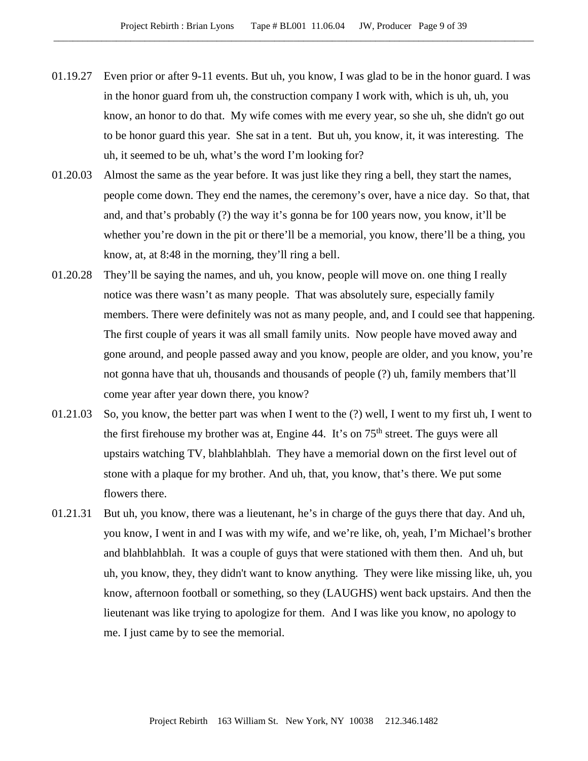01.19.27 Even prior or after 9-11 events. But uh, you know, I was glad to be in the honor guard. I was in the honor guard from uh, the construction company I work with, which is uh, uh, you know, an honor to do that. My wife comes with me every year, so she uh, she didn't go out to be honor guard this year. She sat in a tent. But uh, you know, it, it was interesting. The uh, it seemed to be uh, what's the word I'm looking for?

01.20.03 Almost the same as the year before. It was just like they ring a bell, they start the names, people come down. They end the names, the ceremony's over, have a nice day. So that, that and, and that's probably (?) the way it's gonna be for 100 years now, you know, it'll be whether you're down in the pit or there'll be a memorial, you know, there'll be a thing, you know, at, at 8:48 in the morning, they'll ring a bell.

01.20.28 They'll be saying the names, and uh, you know, people will move on. one thing I really notice was there wasn't as many people. That was absolutely sure, especially family members. There were definitely was not as many people, and, and I could see that happening. The first couple of years it was all small family units. Now people have moved away and gone around, and people passed away and you know, people are older, and you know, you're not gonna have that uh, thousands and thousands of people (?) uh, family members that'll come year after year down there, you know?

01.21.03 So, you know, the better part was when I went to the (?) well, I went to my first uh, I went to the first firehouse my brother was at, Engine 44. It's on 75th street. The guys were all upstairs watching TV, blahblahblah. They have a memorial down on the first level out of stone with a plaque for my brother. And uh, that, you know, that's there. We put some flowers there.

01.21.31 But uh, you know, there was a lieutenant, he's in charge of the guys there that day. And uh, you know, I went in and I was with my wife, and we're like, oh, yeah, I'm Michael's brother and blahblahblah. It was a couple of guys that were stationed with them then. And uh, but uh, you know, they, they didn't want to know anything. They were like missing like, uh, you know, afternoon football or something, so they (LAUGHS) went back upstairs. And then the lieutenant was like trying to apologize for them. And I was like you know, no apology to me. I just came by to see the memorial.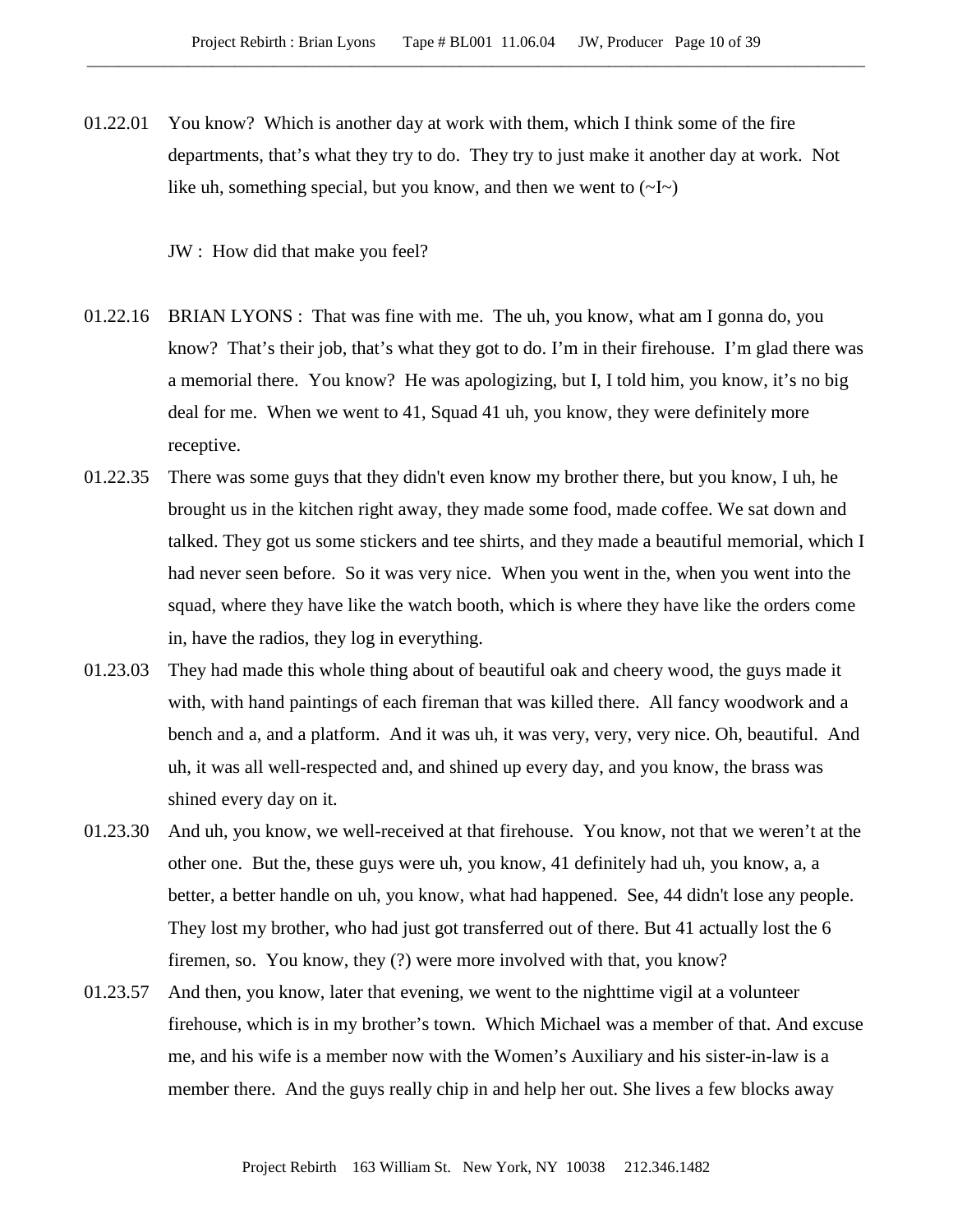01.22.01 You know? Which is another day at work with them, which I think some of the fire departments, that's what they try to do. They try to just make it another day at work. Not like uh, something special, but you know, and then we went to (~I~)

JW : How did that make you feel?

01.22.16 BRIAN LYONS : That was fine with me. The uh, you know, what am I gonna do, you know? That's their job, that's what they got to do. I'm in their firehouse. I'm glad there was a memorial there. You know? He was apologizing, but I, I told him, you know, it's no big deal for me. When we went to 41, Squad 41 uh, you know, they were definitely more receptive.

01.22.35 There was some guys that they didn't even know my brother there, but you know, I uh, he brought us in the kitchen right away, they made some food, made coffee. We sat down and talked. They got us some stickers and tee shirts, and they made a beautiful memorial, which I had never seen before. So it was very nice. When you went in the, when you went into the squad, where they have like the watch booth, which is where they have like the orders come in, have the radios, they log in everything.

01.23.03 They had made this whole thing about of beautiful oak and cheery wood, the guys made it with, with hand paintings of each fireman that was killed there. All fancy woodwork and a bench and a, and a platform. And it was uh, it was very, very, very nice. Oh, beautiful. And uh, it was all well-respected and, and shined up every day, and you know, the brass was shined every day on it.

01.23.30 And uh, you know, we well-received at that firehouse. You know, not that we weren't at the other one. But the, these guys were uh, you know, 41 definitely had uh, you know, a, a better, a better handle on uh, you know, what had happened. See, 44 didn't lose any people. They lost my brother, who had just got transferred out of there. But 41 actually lost the 6 firemen, so. You know, they (?) were more involved with that, you know?

01.23.57 And then, you know, later that evening, we went to the nighttime vigil at a volunteer firehouse, which is in my brother's town. Which Michael was a member of that. And excuse me, and his wife is a member now with the Women's Auxiliary and his sister-in-law is a member there. And the guys really chip in and help her out. She lives a few blocks away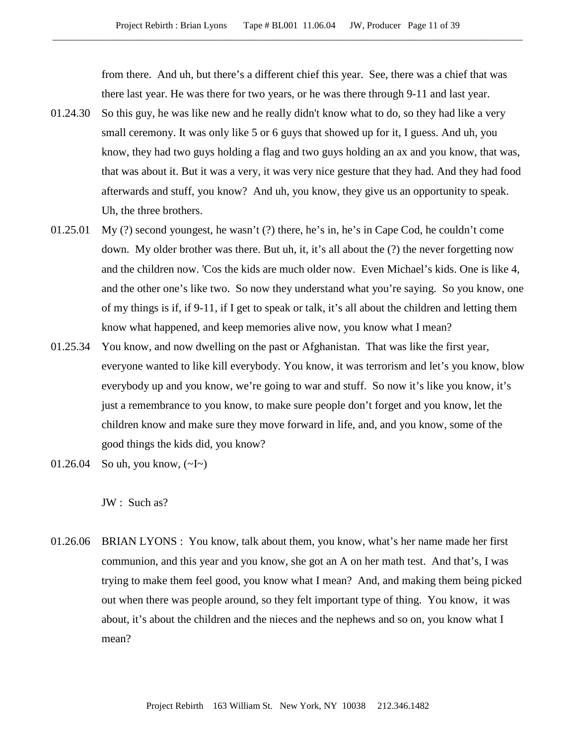from there. And uh, but there's a different chief this year. See, there was a chief that was there last year. He was there for two years, or he was there through 9-11 and last year.

01.24.30 So this guy, he was like new and he really didn't know what to do, so they had like a very small ceremony. It was only like 5 or 6 guys that showed up for it, I guess. And uh, you know, they had two guys holding a flag and two guys holding an ax and you know, that was, that was about it. But it was a very, it was very nice gesture that they had. And they had food afterwards and stuff, you know? And uh, you know, they give us an opportunity to speak. Uh, the three brothers.

01.25.01 My (?) second youngest, he wasn't (?) there, he's in, he's in Cape Cod, he couldn't come down. My older brother was there. But uh, it, it's all about the (?) the never forgetting now and the children now. 'Cos the kids are much older now. Even Michael's kids. One is like 4, and the other one's like two. So now they understand what you're saying. So you know, one of my things is if, if 9-11, if I get to speak or talk, it's all about the children and letting them know what happened, and keep memories alive now, you know what I mean?

01.25.34 You know, and now dwelling on the past or Afghanistan. That was like the first year, everyone wanted to like kill everybody. You know, it was terrorism and let's you know, blow everybody up and you know, we're going to war and stuff. So now it's like you know, it's just a remembrance to you know, to make sure people don't forget and you know, let the children know and make sure they move forward in life, and, and you know, some of the good things the kids did, you know?

01.26.04 So uh, you know, (~I~)

JW : Such as?

01.26.06 BRIAN LYONS : You know, talk about them, you know, what's her name made her first communion, and this year and you know, she got an A on her math test. And that's, I was trying to make them feel good, you know what I mean? And, and making them being picked out when there was people around, so they felt important type of thing. You know, it was about, it's about the children and the nieces and the nephews and so on, you know what I mean?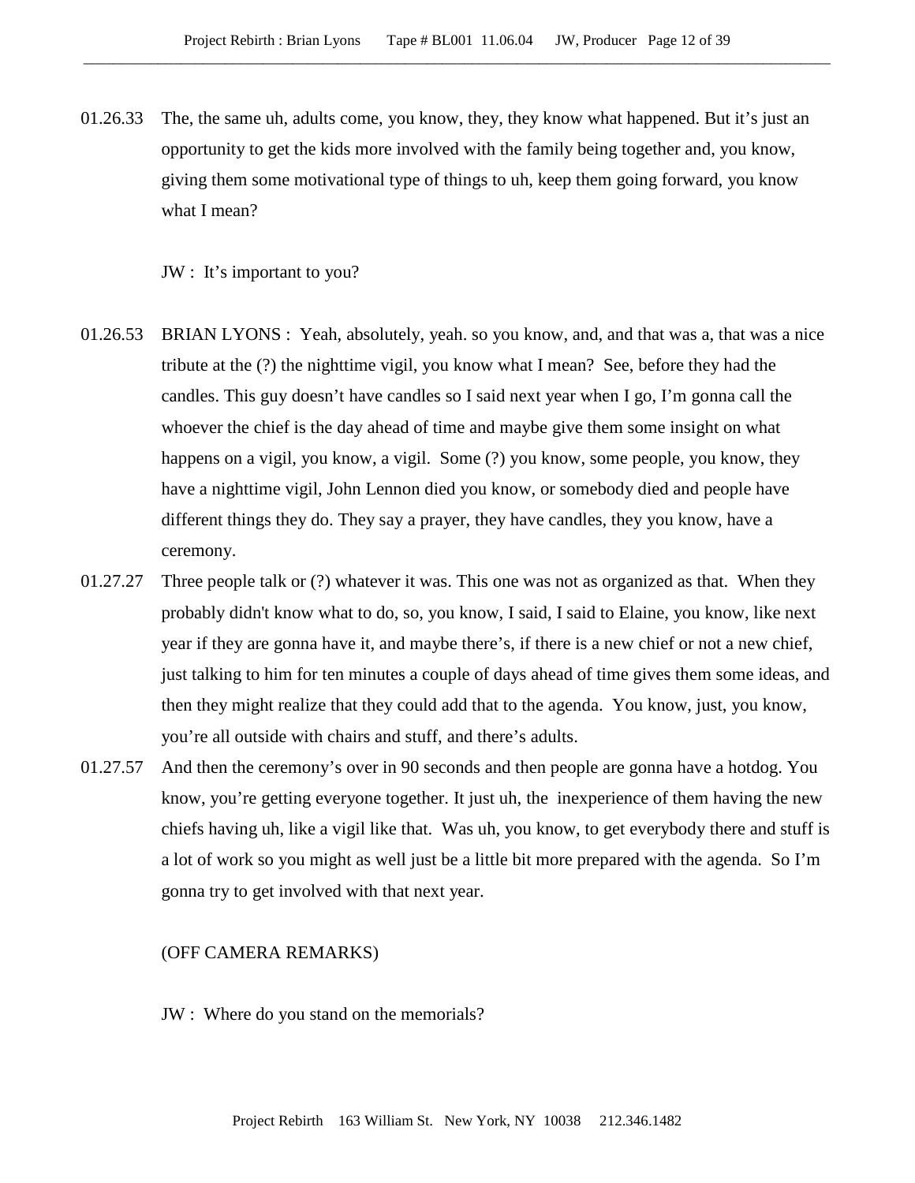01.26.33 The, the same uh, adults come, you know, they, they know what happened. But it's just an opportunity to get the kids more involved with the family being together and, you know, giving them some motivational type of things to uh, keep them going forward, you know what I mean?

JW : It's important to you?

01.26.53 BRIAN LYONS : Yeah, absolutely, yeah. so you know, and, and that was a, that was a nice tribute at the (?) the nighttime vigil, you know what I mean? See, before they had the candles. This guy doesn't have candles so I said next year when I go, I'm gonna call the whoever the chief is the day ahead of time and maybe give them some insight on what happens on a vigil, you know, a vigil. Some (?) you know, some people, you know, they have a nighttime vigil, John Lennon died you know, or somebody died and people have different things they do. They say a prayer, they have candles, they you know, have a ceremony.

01.27.27 Three people talk or (?) whatever it was. This one was not as organized as that. When they probably didn't know what to do, so, you know, I said, I said to Elaine, you know, like next year if they are gonna have it, and maybe there's, if there is a new chief or not a new chief, just talking to him for ten minutes a couple of days ahead of time gives them some ideas, and then they might realize that they could add that to the agenda. You know, just, you know, you're all outside with chairs and stuff, and there's adults.

01.27.57 And then the ceremony's over in 90 seconds and then people are gonna have a hotdog. You know, you're getting everyone together. It just uh, the inexperience of them having the new chiefs having uh, like a vigil like that. Was uh, you know, to get everybody there and stuff is a lot of work so you might as well just be a little bit more prepared with the agenda. So I'm gonna try to get involved with that next year.

(OFF CAMERA REMARKS)

JW : Where do you stand on the memorials?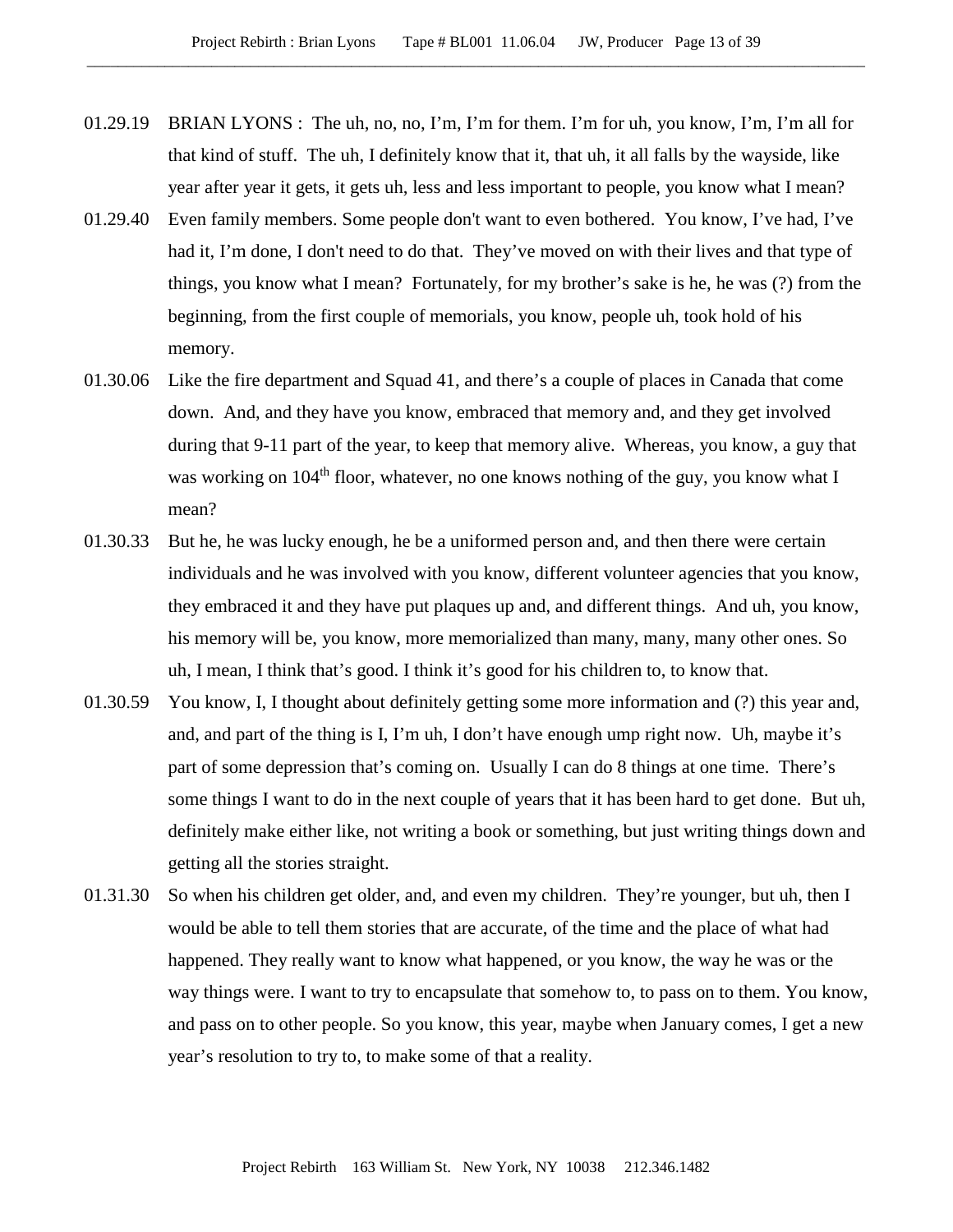01.29.19 BRIAN LYONS : The uh, no, no, I'm, I'm for them. I'm for uh, you know, I'm, I'm all for that kind of stuff. The uh, I definitely know that it, that uh, it all falls by the wayside, like year after year it gets, it gets uh, less and less important to people, you know what I mean?

01.29.40 Even family members. Some people don't want to even bothered. You know, I've had, I've had it, I'm done, I don't need to do that. They've moved on with their lives and that type of things, you know what I mean? Fortunately, for my brother's sake is he, he was (?) from the beginning, from the first couple of memorials, you know, people uh, took hold of his memory.

01.30.06 Like the fire department and Squad 41, and there's a couple of places in Canada that come down. And, and they have you know, embraced that memory and, and they get involved during that 9-11 part of the year, to keep that memory alive. Whereas, you know, a guy that was working on 104th floor, whatever, no one knows nothing of the guy, you know what I mean?

01.30.33 But he, he was lucky enough, he be a uniformed person and, and then there were certain individuals and he was involved with you know, different volunteer agencies that you know, they embraced it and they have put plaques up and, and different things. And uh, you know, his memory will be, you know, more memorialized than many, many, many other ones. So uh, I mean, I think that's good. I think it's good for his children to, to know that.

01.30.59 You know, I, I thought about definitely getting some more information and (?) this year and, and, and part of the thing is I, I'm uh, I don't have enough ump right now. Uh, maybe it's part of some depression that's coming on. Usually I can do 8 things at one time. There's some things I want to do in the next couple of years that it has been hard to get done. But uh, definitely make either like, not writing a book or something, but just writing things down and getting all the stories straight.

01.31.30 So when his children get older, and, and even my children. They're younger, but uh, then I would be able to tell them stories that are accurate, of the time and the place of what had happened. They really want to know what happened, or you know, the way he was or the way things were. I want to try to encapsulate that somehow to, to pass on to them. You know, and pass on to other people. So you know, this year, maybe when January comes, I get a new year's resolution to try to, to make some of that a reality.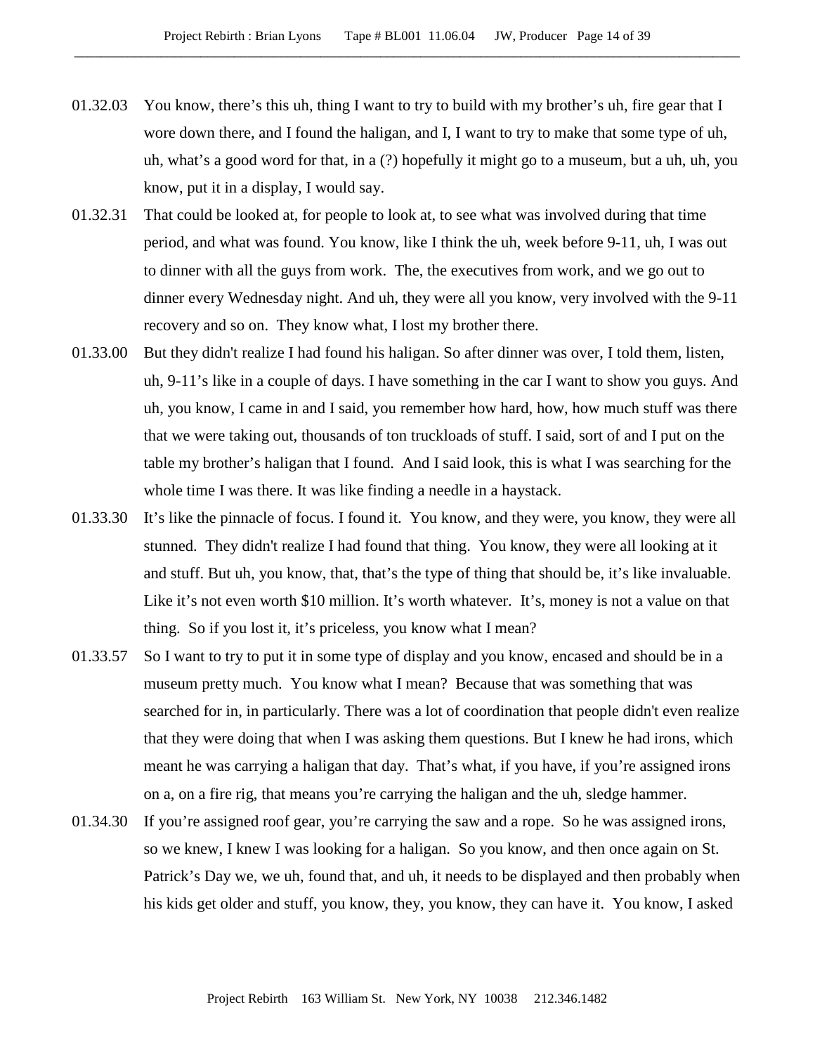01.32.03 You know, there's this uh, thing I want to try to build with my brother's uh, fire gear that I wore down there, and I found the haligan, and I, I want to try to make that some type of uh, uh, what's a good word for that, in a (?) hopefully it might go to a museum, but a uh, uh, you know, put it in a display, I would say.

01.32.31 That could be looked at, for people to look at, to see what was involved during that time period, and what was found. You know, like I think the uh, week before 9-11, uh, I was out to dinner with all the guys from work. The, the executives from work, and we go out to dinner every Wednesday night. And uh, they were all you know, very involved with the 9-11 recovery and so on. They know what, I lost my brother there.

01.33.00 But they didn't realize I had found his haligan. So after dinner was over, I told them, listen, uh, 9-11's like in a couple of days. I have something in the car I want to show you guys. And uh, you know, I came in and I said, you remember how hard, how, how much stuff was there that we were taking out, thousands of ton truckloads of stuff. I said, sort of and I put on the table my brother's haligan that I found. And I said look, this is what I was searching for the whole time I was there. It was like finding a needle in a haystack.

01.33.30 It's like the pinnacle of focus. I found it. You know, and they were, you know, they were all stunned. They didn't realize I had found that thing. You know, they were all looking at it and stuff. But uh, you know, that, that's the type of thing that should be, it's like invaluable. Like it's not even worth $10 million. It's worth whatever. It's, money is not a value on that thing. So if you lost it, it's priceless, you know what I mean?

01.33.57 So I want to try to put it in some type of display and you know, encased and should be in a museum pretty much. You know what I mean? Because that was something that was searched for in, in particularly. There was a lot of coordination that people didn't even realize that they were doing that when I was asking them questions. But I knew he had irons, which meant he was carrying a haligan that day. That's what, if you have, if you're assigned irons on a, on a fire rig, that means you're carrying the haligan and the uh, sledge hammer.

01.34.30 If you're assigned roof gear, you're carrying the saw and a rope. So he was assigned irons, so we knew, I knew I was looking for a haligan. So you know, and then once again on St. Patrick's Day we, we uh, found that, and uh, it needs to be displayed and then probably when his kids get older and stuff, you know, they, you know, they can have it. You know, I asked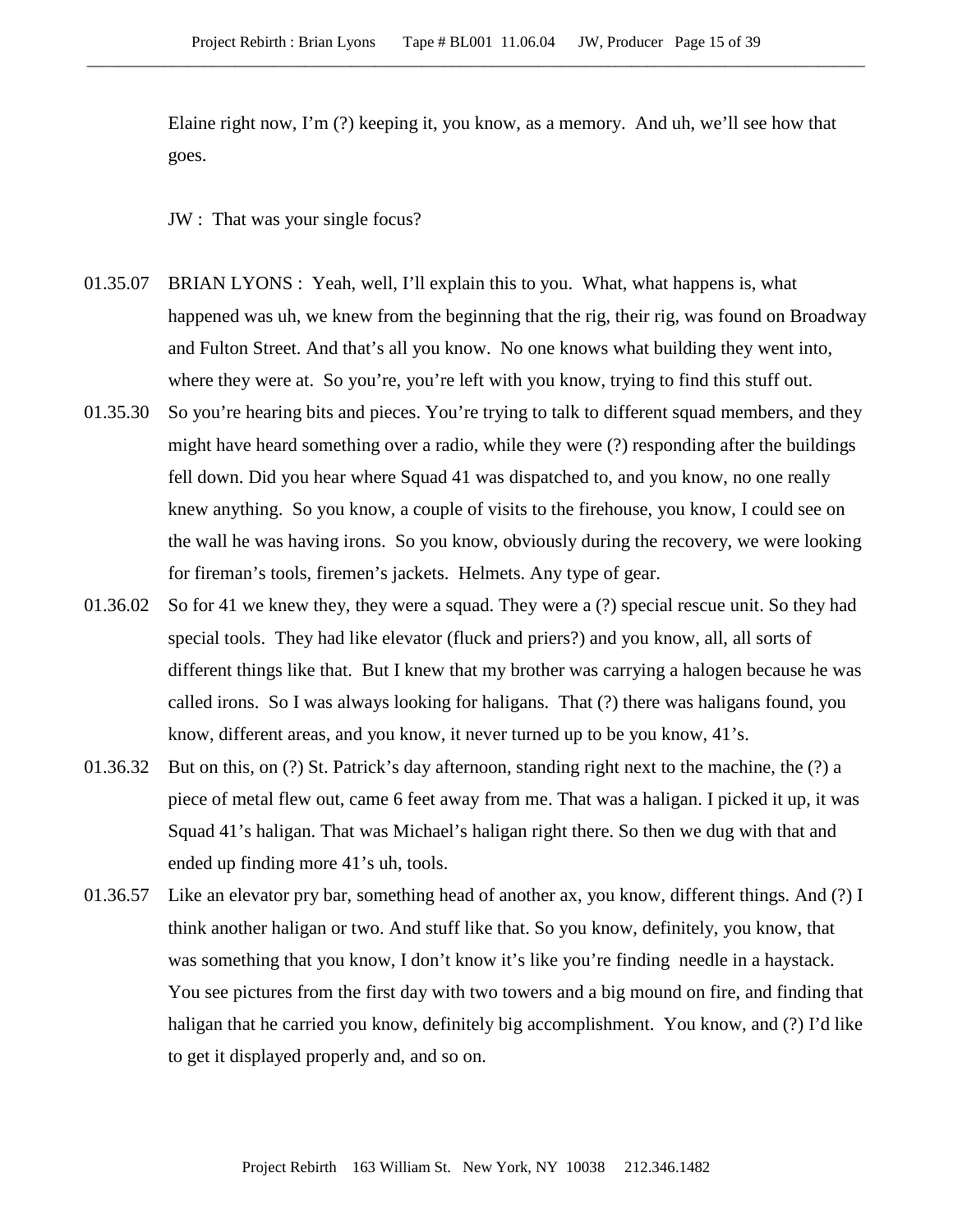Elaine right now, I'm (?) keeping it, you know, as a memory. And uh, we'll see how that goes.

JW : That was your single focus?

01.35.07 BRIAN LYONS : Yeah, well, I'll explain this to you. What, what happens is, what happened was uh, we knew from the beginning that the rig, their rig, was found on Broadway and Fulton Street. And that's all you know. No one knows what building they went into, where they were at. So you're, you're left with you know, trying to find this stuff out.

01.35.30 So you're hearing bits and pieces. You're trying to talk to different squad members, and they might have heard something over a radio, while they were (?) responding after the buildings fell down. Did you hear where Squad 41 was dispatched to, and you know, no one really knew anything. So you know, a couple of visits to the firehouse, you know, I could see on the wall he was having irons. So you know, obviously during the recovery, we were looking for fireman's tools, firemen's jackets. Helmets. Any type of gear.

01.36.02 So for 41 we knew they, they were a squad. They were a (?) special rescue unit. So they had special tools. They had like elevator (fluck and priers?) and you know, all, all sorts of different things like that. But I knew that my brother was carrying a halogen because he was called irons. So I was always looking for haligans. That (?) there was haligans found, you know, different areas, and you know, it never turned up to be you know, 41's.

01.36.32 But on this, on (?) St. Patrick's day afternoon, standing right next to the machine, the (?) a piece of metal flew out, came 6 feet away from me. That was a haligan. I picked it up, it was Squad 41's haligan. That was Michael's haligan right there. So then we dug with that and ended up finding more 41's uh, tools.

01.36.57 Like an elevator pry bar, something head of another ax, you know, different things. And (?) I think another haligan or two. And stuff like that. So you know, definitely, you know, that was something that you know, I don't know it's like you're finding needle in a haystack. You see pictures from the first day with two towers and a big mound on fire, and finding that haligan that he carried you know, definitely big accomplishment. You know, and (?) I'd like to get it displayed properly and, and so on.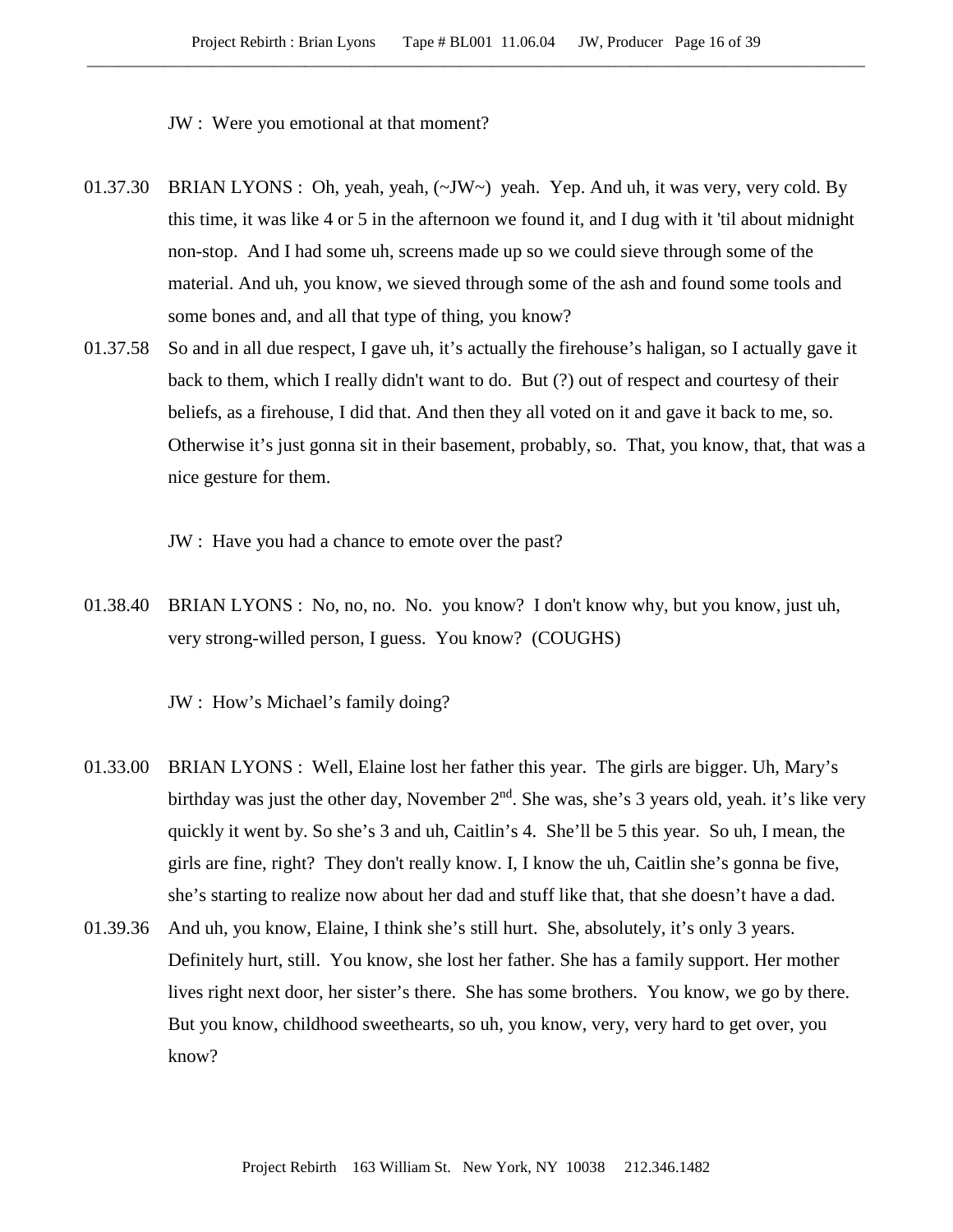JW : Were you emotional at that moment?

01.37.30 BRIAN LYONS : Oh, yeah, yeah, (~JW~) yeah. Yep. And uh, it was very, very cold. By this time, it was like 4 or 5 in the afternoon we found it, and I dug with it 'til about midnight non-stop. And I had some uh, screens made up so we could sieve through some of the material. And uh, you know, we sieved through some of the ash and found some tools and some bones and, and all that type of thing, you know?

01.37.58 So and in all due respect, I gave uh, it's actually the firehouse's haligan, so I actually gave it back to them, which I really didn't want to do. But (?) out of respect and courtesy of their beliefs, as a firehouse, I did that. And then they all voted on it and gave it back to me, so. Otherwise it's just gonna sit in their basement, probably, so. That, you know, that, that was a nice gesture for them.

JW : Have you had a chance to emote over the past?

01.38.40 BRIAN LYONS : No, no, no. No. you know? I don't know why, but you know, just uh, very strong-willed person, I guess. You know? (COUGHS)

JW : How's Michael's family doing?

01.33.00 BRIAN LYONS : Well, Elaine lost her father this year. The girls are bigger. Uh, Mary's birthday was just the other day, November 2nd. She was, she's 3 years old, yeah. it's like very quickly it went by. So she's 3 and uh, Caitlin's 4. She'll be 5 this year. So uh, I mean, the girls are fine, right? They don't really know. I, I know the uh, Caitlin she's gonna be five, she's starting to realize now about her dad and stuff like that, that she doesn't have a dad.

01.39.36 And uh, you know, Elaine, I think she's still hurt. She, absolutely, it's only 3 years. Definitely hurt, still. You know, she lost her father. She has a family support. Her mother lives right next door, her sister's there. She has some brothers. You know, we go by there. But you know, childhood sweethearts, so uh, you know, very, very hard to get over, you know?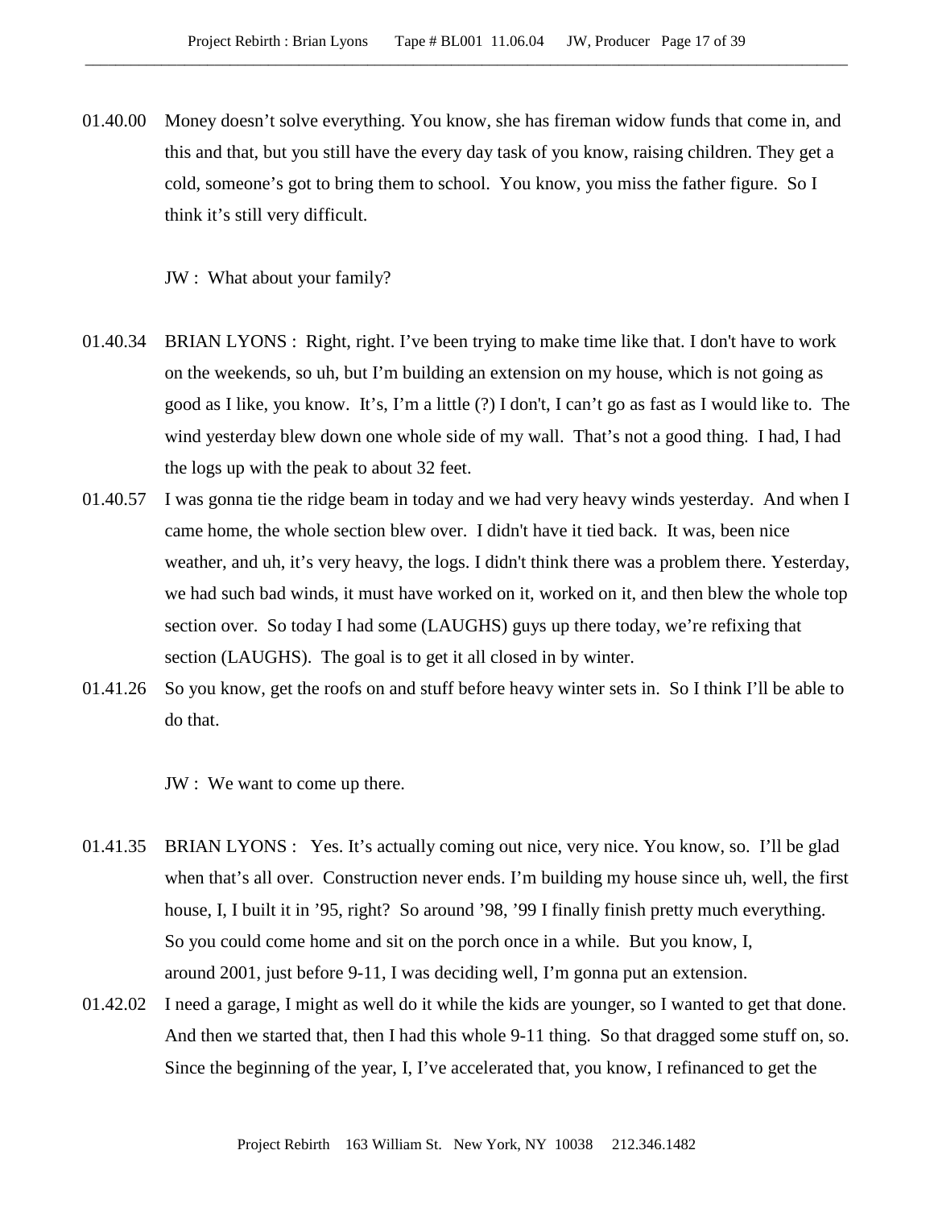01.40.00 Money doesn't solve everything. You know, she has fireman widow funds that come in, and this and that, but you still have the every day task of you know, raising children. They get a cold, someone's got to bring them to school. You know, you miss the father figure. So I think it's still very difficult.

JW : What about your family?

01.40.34 BRIAN LYONS : Right, right. I've been trying to make time like that. I don't have to work on the weekends, so uh, but I'm building an extension on my house, which is not going as good as I like, you know. It's, I'm a little (?) I don't, I can't go as fast as I would like to. The wind yesterday blew down one whole side of my wall. That's not a good thing. I had, I had the logs up with the peak to about 32 feet.

01.40.57 I was gonna tie the ridge beam in today and we had very heavy winds yesterday. And when I came home, the whole section blew over. I didn't have it tied back. It was, been nice weather, and uh, it's very heavy, the logs. I didn't think there was a problem there. Yesterday, we had such bad winds, it must have worked on it, worked on it, and then blew the whole top section over. So today I had some (LAUGHS) guys up there today, we're refixing that section (LAUGHS). The goal is to get it all closed in by winter.

01.41.26 So you know, get the roofs on and stuff before heavy winter sets in. So I think I'll be able to do that.

JW : We want to come up there.

01.41.35 BRIAN LYONS : Yes. It's actually coming out nice, very nice. You know, so. I'll be glad when that's all over. Construction never ends. I'm building my house since uh, well, the first house, I, I built it in '95, right? So around '98, '99 I finally finish pretty much everything. So you could come home and sit on the porch once in a while. But you know, I, around 2001, just before 9-11, I was deciding well, I'm gonna put an extension.

01.42.02 I need a garage, I might as well do it while the kids are younger, so I wanted to get that done. And then we started that, then I had this whole 9-11 thing. So that dragged some stuff on, so. Since the beginning of the year, I, I've accelerated that, you know, I refinanced to get the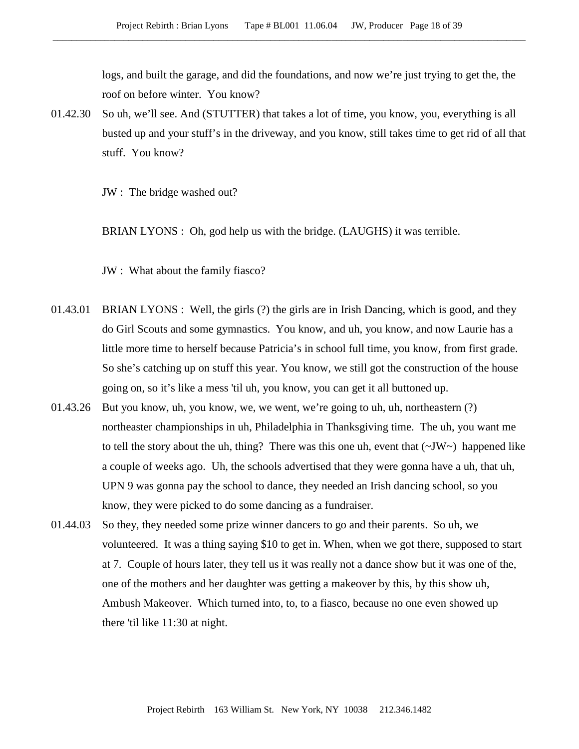logs, and built the garage, and did the foundations, and now we're just trying to get the, the roof on before winter. You know?

01.42.30 So uh, we'll see. And (STUTTER) that takes a lot of time, you know, you, everything is all busted up and your stuff's in the driveway, and you know, still takes time to get rid of all that stuff. You know?

JW : The bridge washed out?

BRIAN LYONS : Oh, god help us with the bridge. (LAUGHS) it was terrible.

JW : What about the family fiasco?

01.43.01 BRIAN LYONS : Well, the girls (?) the girls are in Irish Dancing, which is good, and they do Girl Scouts and some gymnastics. You know, and uh, you know, and now Laurie has a little more time to herself because Patricia's in school full time, you know, from first grade. So she's catching up on stuff this year. You know, we still got the construction of the house going on, so it's like a mess 'til uh, you know, you can get it all buttoned up.

01.43.26 But you know, uh, you know, we, we went, we're going to uh, uh, northeastern (?) northeaster championships in uh, Philadelphia in Thanksgiving time. The uh, you want me to tell the story about the uh, thing? There was this one uh, event that (~JW~) happened like a couple of weeks ago. Uh, the schools advertised that they were gonna have a uh, that uh, UPN 9 was gonna pay the school to dance, they needed an Irish dancing school, so you know, they were picked to do some dancing as a fundraiser.

01.44.03 So they, they needed some prize winner dancers to go and their parents. So uh, we volunteered. It was a thing saying $10 to get in. When, when we got there, supposed to start at 7. Couple of hours later, they tell us it was really not a dance show but it was one of the, one of the mothers and her daughter was getting a makeover by this, by this show uh, Ambush Makeover. Which turned into, to, to a fiasco, because no one even showed up there 'til like 11:30 at night.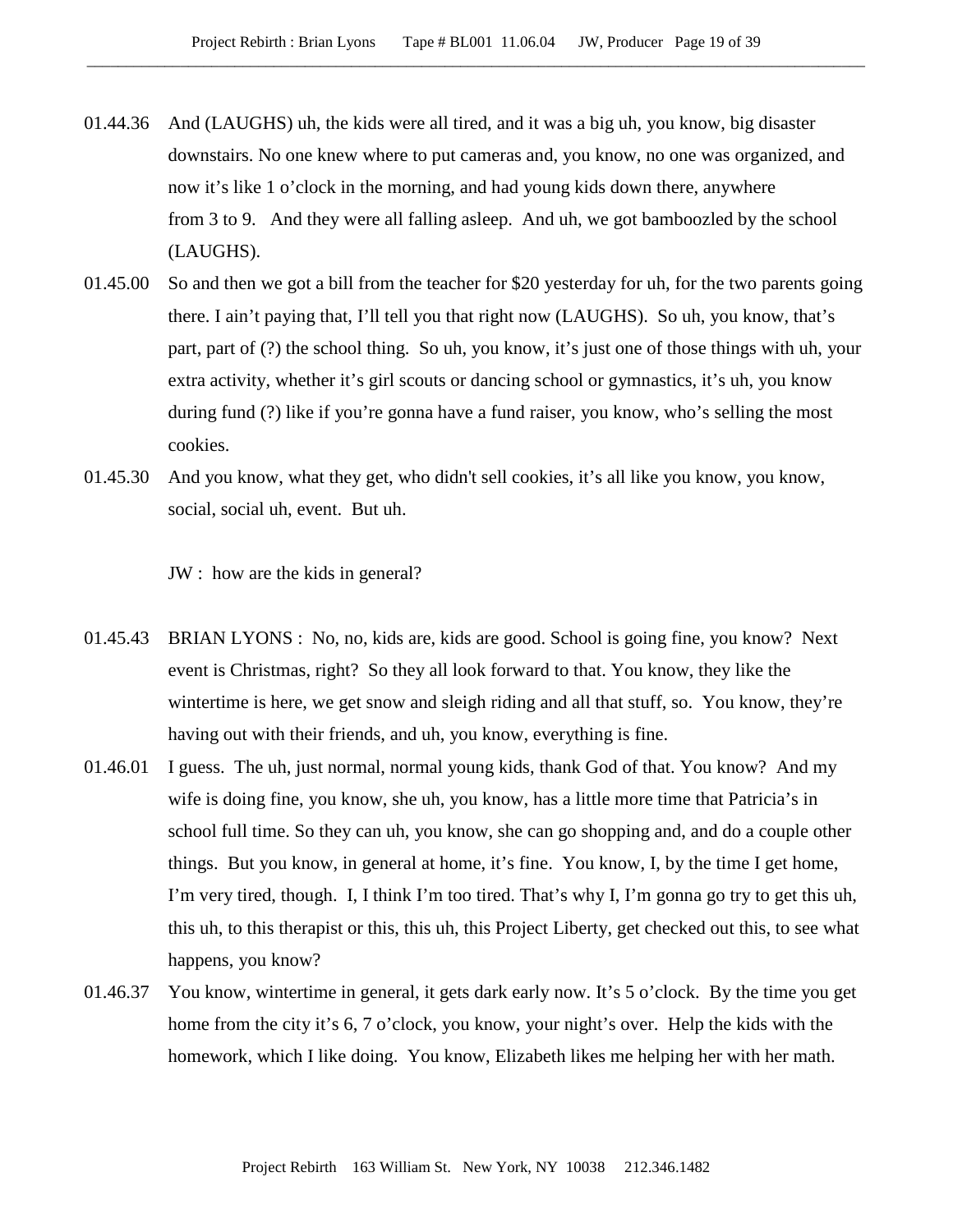01.44.36 And (LAUGHS) uh, the kids were all tired, and it was a big uh, you know, big disaster downstairs. No one knew where to put cameras and, you know, no one was organized, and now it's like 1 o'clock in the morning, and had young kids down there, anywhere from 3 to 9. And they were all falling asleep. And uh, we got bamboozled by the school (LAUGHS).

01.45.00 So and then we got a bill from the teacher for $20 yesterday for uh, for the two parents going there. I ain't paying that, I'll tell you that right now (LAUGHS). So uh, you know, that's part, part of (?) the school thing. So uh, you know, it's just one of those things with uh, your extra activity, whether it's girl scouts or dancing school or gymnastics, it's uh, you know during fund (?) like if you're gonna have a fund raiser, you know, who's selling the most cookies.

01.45.30 And you know, what they get, who didn't sell cookies, it's all like you know, you know, social, social uh, event. But uh.

JW : how are the kids in general?

01.45.43 BRIAN LYONS : No, no, kids are, kids are good. School is going fine, you know? Next event is Christmas, right? So they all look forward to that. You know, they like the wintertime is here, we get snow and sleigh riding and all that stuff, so. You know, they're having out with their friends, and uh, you know, everything is fine.

01.46.01 I guess. The uh, just normal, normal young kids, thank God of that. You know? And my wife is doing fine, you know, she uh, you know, has a little more time that Patricia's in school full time. So they can uh, you know, she can go shopping and, and do a couple other things. But you know, in general at home, it's fine. You know, I, by the time I get home, I'm very tired, though. I, I think I'm too tired. That's why I, I'm gonna go try to get this uh, this uh, to this therapist or this, this uh, this Project Liberty, get checked out this, to see what happens, you know?

01.46.37 You know, wintertime in general, it gets dark early now. It's 5 o'clock. By the time you get home from the city it's 6, 7 o'clock, you know, your night's over. Help the kids with the homework, which I like doing. You know, Elizabeth likes me helping her with her math.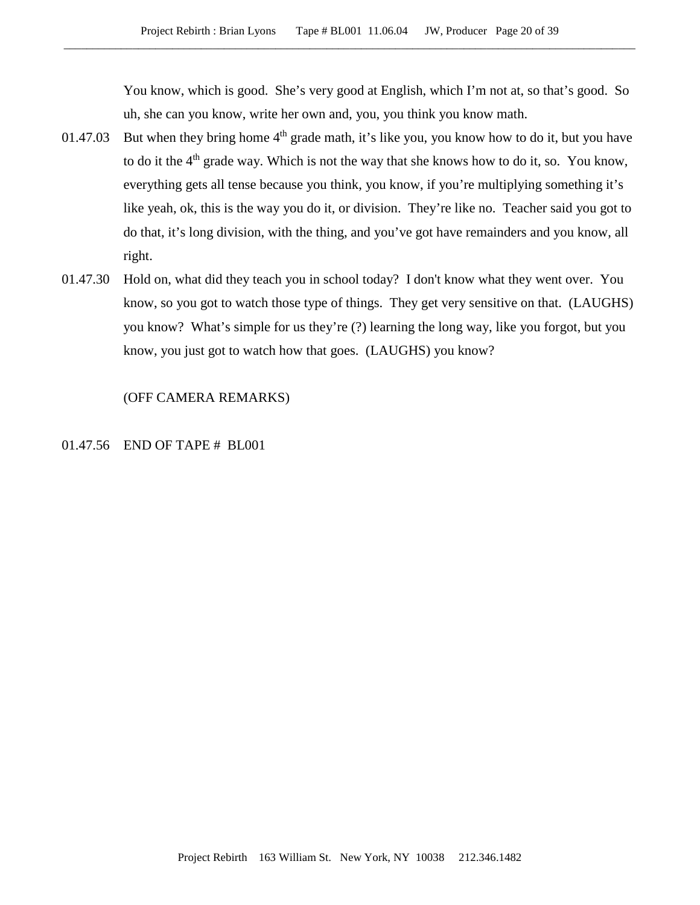You know, which is good. She's very good at English, which I'm not at, so that's good. So uh, she can you know, write her own and, you, you think you know math.

01.47.03 But when they bring home 4th grade math, it's like you, you know how to do it, but you have to do it the 4th grade way. Which is not the way that she knows how to do it, so. You know, everything gets all tense because you think, you know, if you're multiplying something it's like yeah, ok, this is the way you do it, or division. They're like no. Teacher said you got to do that, it's long division, with the thing, and you've got have remainders and you know, all right.

01.47.30 Hold on, what did they teach you in school today? I don't know what they went over. You know, so you got to watch those type of things. They get very sensitive on that. (LAUGHS) you know? What's simple for us they're (?) learning the long way, like you forgot, but you know, you just got to watch how that goes. (LAUGHS) you know?

(OFF CAMERA REMARKS)

01.47.56 END OF TAPE # BL001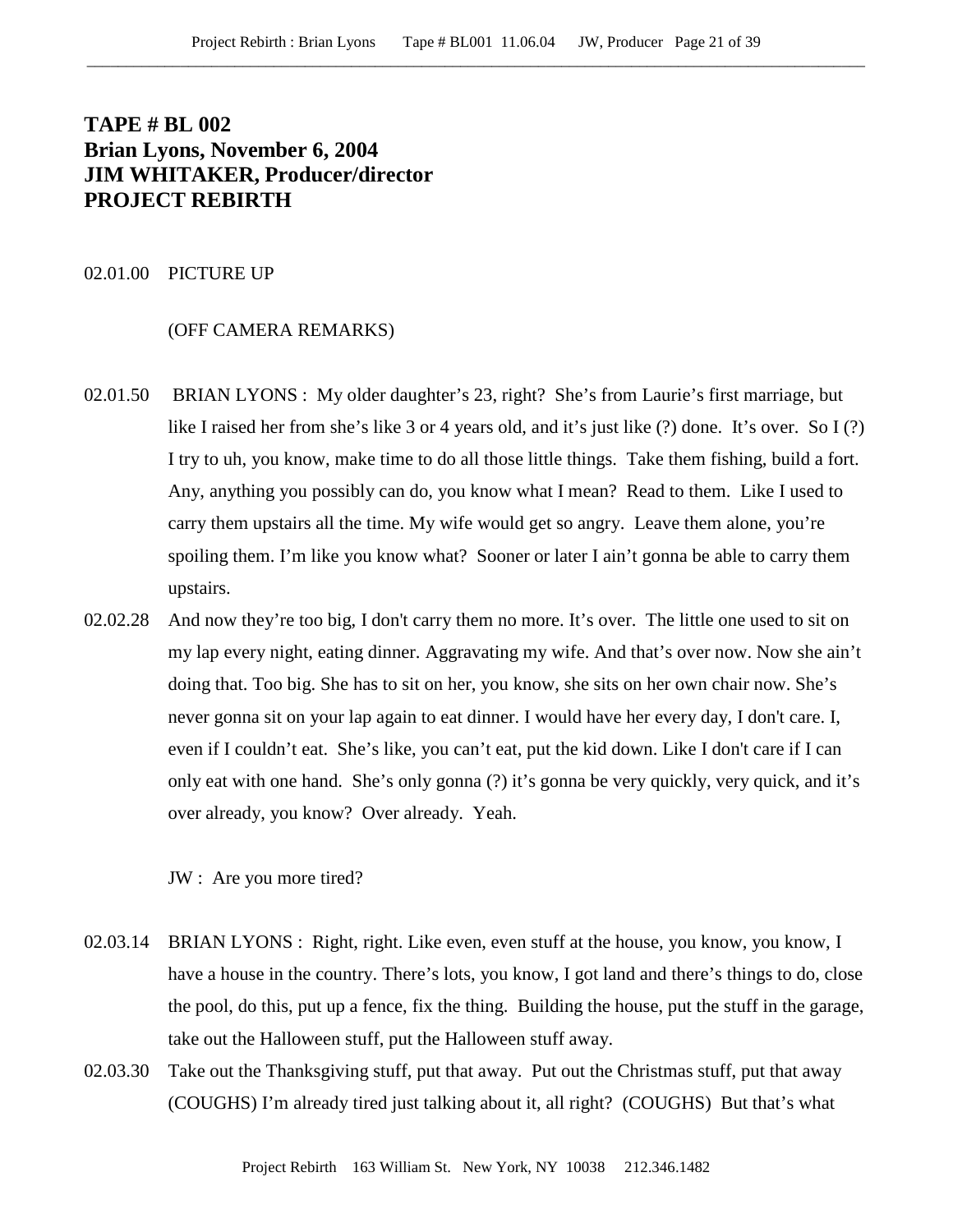**TAPE # BL 002**
**Brian Lyons, November 6, 2004**
**JIM WHITAKER, Producer/director**
**PROJECT REBIRTH**

02.01.00 PICTURE UP

(OFF CAMERA REMARKS)

02.01.50 BRIAN LYONS : My older daughter's 23, right? She's from Laurie's first marriage, but like I raised her from she's like 3 or 4 years old, and it's just like (?) done. It's over. So I (?) I try to uh, you know, make time to do all those little things. Take them fishing, build a fort. Any, anything you possibly can do, you know what I mean? Read to them. Like I used to carry them upstairs all the time. My wife would get so angry. Leave them alone, you're spoiling them. I'm like you know what? Sooner or later I ain't gonna be able to carry them upstairs.

02.02.28 And now they're too big, I don't carry them no more. It's over. The little one used to sit on my lap every night, eating dinner. Aggravating my wife. And that's over now. Now she ain't doing that. Too big. She has to sit on her, you know, she sits on her own chair now. She's never gonna sit on your lap again to eat dinner. I would have her every day, I don't care. I, even if I couldn't eat. She's like, you can't eat, put the kid down. Like I don't care if I can only eat with one hand. She's only gonna (?) it's gonna be very quickly, very quick, and it's over already, you know? Over already. Yeah.

JW : Are you more tired?

02.03.14 BRIAN LYONS : Right, right. Like even, even stuff at the house, you know, you know, I have a house in the country. There's lots, you know, I got land and there's things to do, close the pool, do this, put up a fence, fix the thing. Building the house, put the stuff in the garage, take out the Halloween stuff, put the Halloween stuff away.

02.03.30 Take out the Thanksgiving stuff, put that away. Put out the Christmas stuff, put that away (COUGHS) I'm already tired just talking about it, all right? (COUGHS) But that's what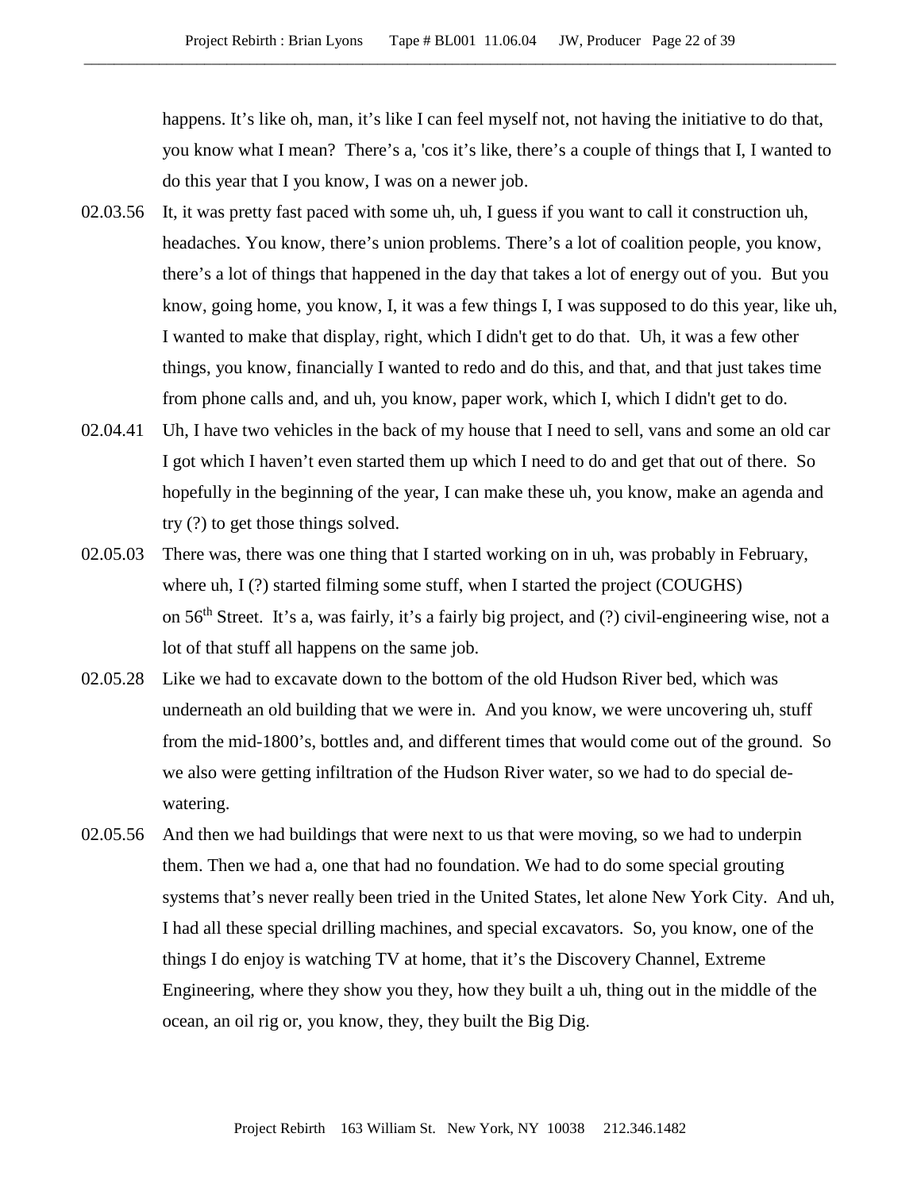happens. It's like oh, man, it's like I can feel myself not, not having the initiative to do that, you know what I mean? There's a, 'cos it's like, there's a couple of things that I, I wanted to do this year that I you know, I was on a newer job.

02.03.56 It, it was pretty fast paced with some uh, uh, I guess if you want to call it construction uh, headaches. You know, there's union problems. There's a lot of coalition people, you know, there's a lot of things that happened in the day that takes a lot of energy out of you. But you know, going home, you know, I, it was a few things I, I was supposed to do this year, like uh, I wanted to make that display, right, which I didn't get to do that. Uh, it was a few other things, you know, financially I wanted to redo and do this, and that, and that just takes time from phone calls and, and uh, you know, paper work, which I, which I didn't get to do.

02.04.41 Uh, I have two vehicles in the back of my house that I need to sell, vans and some an old car I got which I haven't even started them up which I need to do and get that out of there. So hopefully in the beginning of the year, I can make these uh, you know, make an agenda and try (?) to get those things solved.

02.05.03 There was, there was one thing that I started working on in uh, was probably in February, where uh, I (?) started filming some stuff, when I started the project (COUGHS) on 56th Street. It's a, was fairly, it's a fairly big project, and (?) civil-engineering wise, not a lot of that stuff all happens on the same job.

02.05.28 Like we had to excavate down to the bottom of the old Hudson River bed, which was underneath an old building that we were in. And you know, we were uncovering uh, stuff from the mid-1800's, bottles and, and different times that would come out of the ground. So we also were getting infiltration of the Hudson River water, so we had to do special de-watering.

02.05.56 And then we had buildings that were next to us that were moving, so we had to underpin them. Then we had a, one that had no foundation. We had to do some special grouting systems that's never really been tried in the United States, let alone New York City. And uh, I had all these special drilling machines, and special excavators. So, you know, one of the things I do enjoy is watching TV at home, that it's the Discovery Channel, Extreme Engineering, where they show you they, how they built a uh, thing out in the middle of the ocean, an oil rig or, you know, they, they built the Big Dig.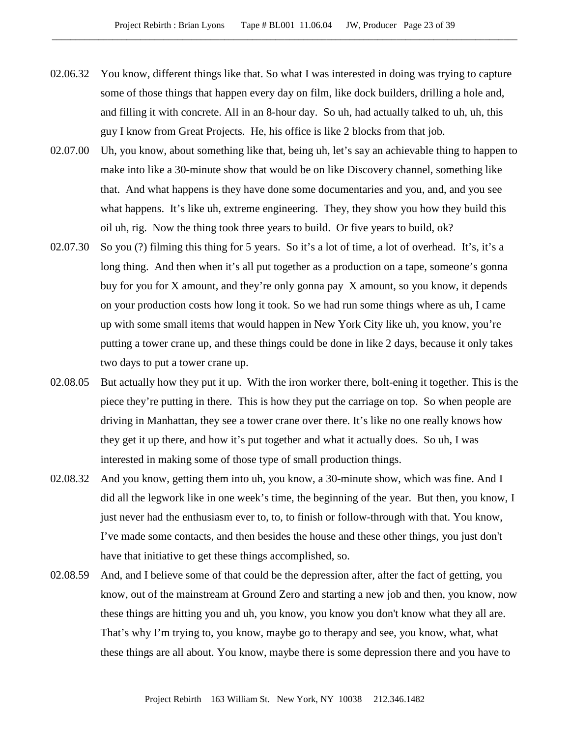02.06.32 You know, different things like that. So what I was interested in doing was trying to capture some of those things that happen every day on film, like dock builders, drilling a hole and, and filling it with concrete. All in an 8-hour day. So uh, had actually talked to uh, uh, this guy I know from Great Projects. He, his office is like 2 blocks from that job.

02.07.00 Uh, you know, about something like that, being uh, let's say an achievable thing to happen to make into like a 30-minute show that would be on like Discovery channel, something like that. And what happens is they have done some documentaries and you, and, and you see what happens. It's like uh, extreme engineering. They, they show you how they build this oil uh, rig. Now the thing took three years to build. Or five years to build, ok?

02.07.30 So you (?) filming this thing for 5 years. So it's a lot of time, a lot of overhead. It's, it's a long thing. And then when it's all put together as a production on a tape, someone's gonna buy for you for X amount, and they're only gonna pay X amount, so you know, it depends on your production costs how long it took. So we had run some things where as uh, I came up with some small items that would happen in New York City like uh, you know, you're putting a tower crane up, and these things could be done in like 2 days, because it only takes two days to put a tower crane up.

02.08.05 But actually how they put it up. With the iron worker there, bolt-ening it together. This is the piece they're putting in there. This is how they put the carriage on top. So when people are driving in Manhattan, they see a tower crane over there. It's like no one really knows how they get it up there, and how it's put together and what it actually does. So uh, I was interested in making some of those type of small production things.

02.08.32 And you know, getting them into uh, you know, a 30-minute show, which was fine. And I did all the legwork like in one week's time, the beginning of the year. But then, you know, I just never had the enthusiasm ever to, to, to finish or follow-through with that. You know, I've made some contacts, and then besides the house and these other things, you just don't have that initiative to get these things accomplished, so.

02.08.59 And, and I believe some of that could be the depression after, after the fact of getting, you know, out of the mainstream at Ground Zero and starting a new job and then, you know, now these things are hitting you and uh, you know, you know you don't know what they all are. That's why I'm trying to, you know, maybe go to therapy and see, you know, what, what these things are all about. You know, maybe there is some depression there and you have to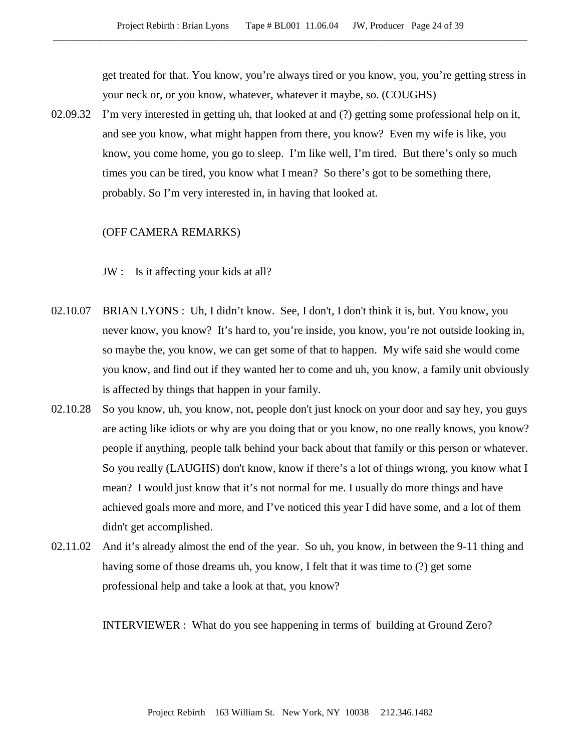get treated for that. You know, you're always tired or you know, you, you're getting stress in your neck or, or you know, whatever, whatever it maybe, so. (COUGHS)

02.09.32 I'm very interested in getting uh, that looked at and (?) getting some professional help on it, and see you know, what might happen from there, you know? Even my wife is like, you know, you come home, you go to sleep. I'm like well, I'm tired. But there's only so much times you can be tired, you know what I mean? So there's got to be something there, probably. So I'm very interested in, in having that looked at.

(OFF CAMERA REMARKS)

JW : Is it affecting your kids at all?

02.10.07 BRIAN LYONS : Uh, I didn't know. See, I don't, I don't think it is, but. You know, you never know, you know? It's hard to, you're inside, you know, you're not outside looking in, so maybe the, you know, we can get some of that to happen. My wife said she would come you know, and find out if they wanted her to come and uh, you know, a family unit obviously is affected by things that happen in your family.

02.10.28 So you know, uh, you know, not, people don't just knock on your door and say hey, you guys are acting like idiots or why are you doing that or you know, no one really knows, you know? people if anything, people talk behind your back about that family or this person or whatever. So you really (LAUGHS) don't know, know if there's a lot of things wrong, you know what I mean? I would just know that it's not normal for me. I usually do more things and have achieved goals more and more, and I've noticed this year I did have some, and a lot of them didn't get accomplished.

02.11.02 And it's already almost the end of the year. So uh, you know, in between the 9-11 thing and having some of those dreams uh, you know, I felt that it was time to (?) get some professional help and take a look at that, you know?

INTERVIEWER : What do you see happening in terms of building at Ground Zero?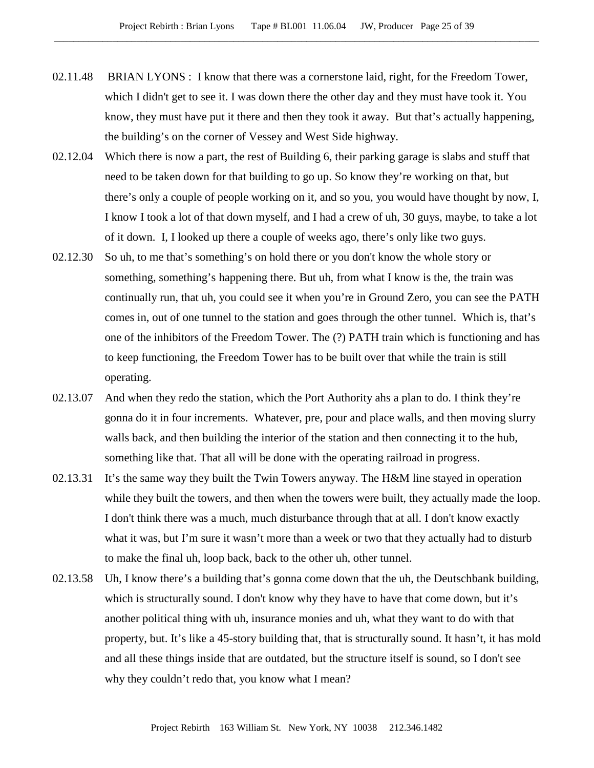02.11.48 BRIAN LYONS : I know that there was a cornerstone laid, right, for the Freedom Tower, which I didn't get to see it. I was down there the other day and they must have took it. You know, they must have put it there and then they took it away. But that's actually happening, the building's on the corner of Vessey and West Side highway.

02.12.04 Which there is now a part, the rest of Building 6, their parking garage is slabs and stuff that need to be taken down for that building to go up. So know they're working on that, but there's only a couple of people working on it, and so you, you would have thought by now, I, I know I took a lot of that down myself, and I had a crew of uh, 30 guys, maybe, to take a lot of it down. I, I looked up there a couple of weeks ago, there's only like two guys.

02.12.30 So uh, to me that's something's on hold there or you don't know the whole story or something, something's happening there. But uh, from what I know is the, the train was continually run, that uh, you could see it when you're in Ground Zero, you can see the PATH comes in, out of one tunnel to the station and goes through the other tunnel. Which is, that's one of the inhibitors of the Freedom Tower. The (?) PATH train which is functioning and has to keep functioning, the Freedom Tower has to be built over that while the train is still operating.

02.13.07 And when they redo the station, which the Port Authority ahs a plan to do. I think they're gonna do it in four increments. Whatever, pre, pour and place walls, and then moving slurry walls back, and then building the interior of the station and then connecting it to the hub, something like that. That all will be done with the operating railroad in progress.

02.13.31 It's the same way they built the Twin Towers anyway. The H&M line stayed in operation while they built the towers, and then when the towers were built, they actually made the loop. I don't think there was a much, much disturbance through that at all. I don't know exactly what it was, but I'm sure it wasn't more than a week or two that they actually had to disturb to make the final uh, loop back, back to the other uh, other tunnel.

02.13.58 Uh, I know there's a building that's gonna come down that the uh, the Deutschbank building, which is structurally sound. I don't know why they have to have that come down, but it's another political thing with uh, insurance monies and uh, what they want to do with that property, but. It's like a 45-story building that, that is structurally sound. It hasn't, it has mold and all these things inside that are outdated, but the structure itself is sound, so I don't see why they couldn't redo that, you know what I mean?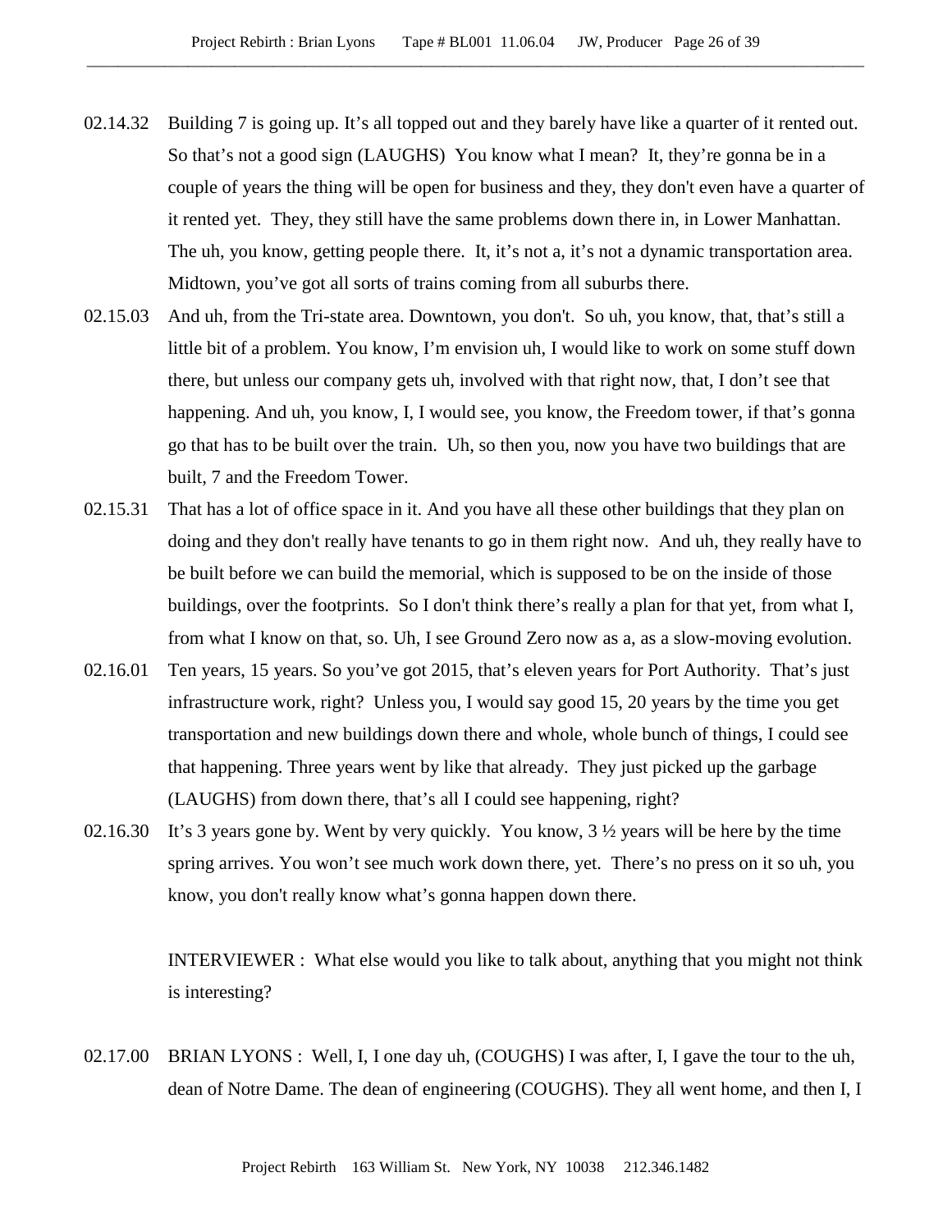02.14.32 Building 7 is going up. It's all topped out and they barely have like a quarter of it rented out. So that's not a good sign (LAUGHS) You know what I mean? It, they're gonna be in a couple of years the thing will be open for business and they, they don't even have a quarter of it rented yet. They, they still have the same problems down there in, in Lower Manhattan. The uh, you know, getting people there. It, it's not a, it's not a dynamic transportation area. Midtown, you've got all sorts of trains coming from all suburbs there.

02.15.03 And uh, from the Tri-state area. Downtown, you don't. So uh, you know, that, that's still a little bit of a problem. You know, I'm envision uh, I would like to work on some stuff down there, but unless our company gets uh, involved with that right now, that, I don't see that happening. And uh, you know, I, I would see, you know, the Freedom tower, if that's gonna go that has to be built over the train. Uh, so then you, now you have two buildings that are built, 7 and the Freedom Tower.

02.15.31 That has a lot of office space in it. And you have all these other buildings that they plan on doing and they don't really have tenants to go in them right now. And uh, they really have to be built before we can build the memorial, which is supposed to be on the inside of those buildings, over the footprints. So I don't think there's really a plan for that yet, from what I, from what I know on that, so. Uh, I see Ground Zero now as a, as a slow-moving evolution.

02.16.01 Ten years, 15 years. So you've got 2015, that's eleven years for Port Authority. That's just infrastructure work, right? Unless you, I would say good 15, 20 years by the time you get transportation and new buildings down there and whole, whole bunch of things, I could see that happening. Three years went by like that already. They just picked up the garbage (LAUGHS) from down there, that's all I could see happening, right?

02.16.30 It's 3 years gone by. Went by very quickly. You know, 3 ½ years will be here by the time spring arrives. You won't see much work down there, yet. There's no press on it so uh, you know, you don't really know what's gonna happen down there.

INTERVIEWER : What else would you like to talk about, anything that you might not think is interesting?

02.17.00 BRIAN LYONS : Well, I, I one day uh, (COUGHS) I was after, I, I gave the tour to the uh, dean of Notre Dame. The dean of engineering (COUGHS). They all went home, and then I, I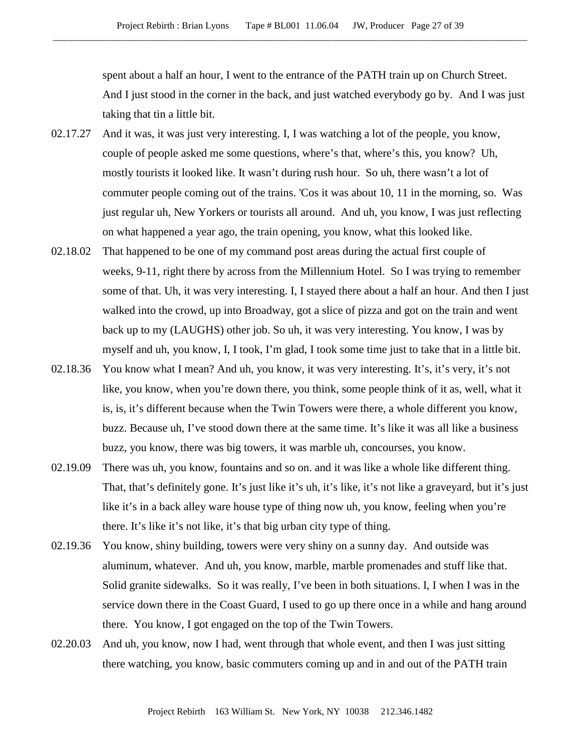spent about a half an hour, I went to the entrance of the PATH train up on Church Street. And I just stood in the corner in the back, and just watched everybody go by. And I was just taking that tin a little bit.

02.17.27 And it was, it was just very interesting. I, I was watching a lot of the people, you know, couple of people asked me some questions, where's that, where's this, you know? Uh, mostly tourists it looked like. It wasn't during rush hour. So uh, there wasn't a lot of commuter people coming out of the trains. 'Cos it was about 10, 11 in the morning, so. Was just regular uh, New Yorkers or tourists all around. And uh, you know, I was just reflecting on what happened a year ago, the train opening, you know, what this looked like.

02.18.02 That happened to be one of my command post areas during the actual first couple of weeks, 9-11, right there by across from the Millennium Hotel. So I was trying to remember some of that. Uh, it was very interesting. I, I stayed there about a half an hour. And then I just walked into the crowd, up into Broadway, got a slice of pizza and got on the train and went back up to my (LAUGHS) other job. So uh, it was very interesting. You know, I was by myself and uh, you know, I, I took, I'm glad, I took some time just to take that in a little bit.

02.18.36 You know what I mean? And uh, you know, it was very interesting. It's, it's very, it's not like, you know, when you're down there, you think, some people think of it as, well, what it is, is, it's different because when the Twin Towers were there, a whole different you know, buzz. Because uh, I've stood down there at the same time. It's like it was all like a business buzz, you know, there was big towers, it was marble uh, concourses, you know.

02.19.09 There was uh, you know, fountains and so on. and it was like a whole like different thing. That, that's definitely gone. It's just like it's uh, it's like, it's not like a graveyard, but it's just like it's in a back alley ware house type of thing now uh, you know, feeling when you're there. It's like it's not like, it's that big urban city type of thing.

02.19.36 You know, shiny building, towers were very shiny on a sunny day. And outside was aluminum, whatever. And uh, you know, marble, marble promenades and stuff like that. Solid granite sidewalks. So it was really, I've been in both situations. I, I when I was in the service down there in the Coast Guard, I used to go up there once in a while and hang around there. You know, I got engaged on the top of the Twin Towers.

02.20.03 And uh, you know, now I had, went through that whole event, and then I was just sitting there watching, you know, basic commuters coming up and in and out of the PATH train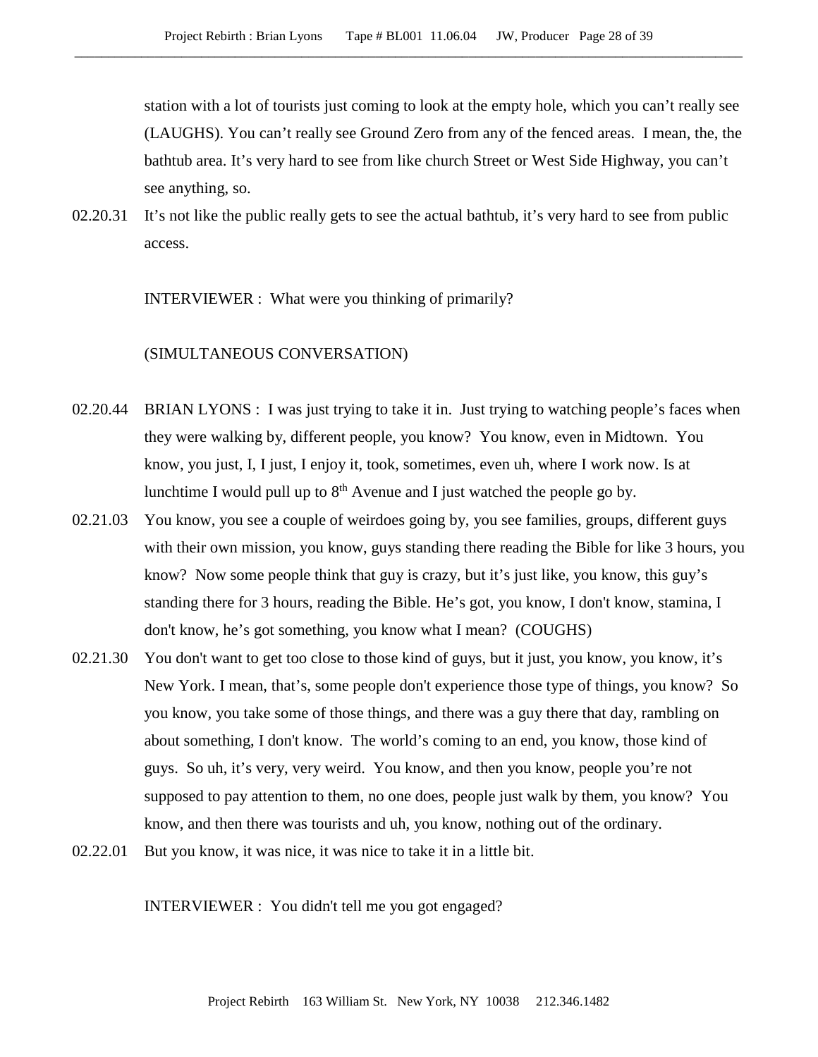station with a lot of tourists just coming to look at the empty hole, which you can't really see (LAUGHS). You can't really see Ground Zero from any of the fenced areas. I mean, the, the bathtub area. It's very hard to see from like church Street or West Side Highway, you can't see anything, so.

02.20.31 It's not like the public really gets to see the actual bathtub, it's very hard to see from public access.

INTERVIEWER : What were you thinking of primarily?

(SIMULTANEOUS CONVERSATION)

02.20.44 BRIAN LYONS : I was just trying to take it in. Just trying to watching people's faces when they were walking by, different people, you know? You know, even in Midtown. You know, you just, I, I just, I enjoy it, took, sometimes, even uh, where I work now. Is at lunchtime I would pull up to 8th Avenue and I just watched the people go by.

02.21.03 You know, you see a couple of weirdoes going by, you see families, groups, different guys with their own mission, you know, guys standing there reading the Bible for like 3 hours, you know? Now some people think that guy is crazy, but it's just like, you know, this guy's standing there for 3 hours, reading the Bible. He's got, you know, I don't know, stamina, I don't know, he's got something, you know what I mean? (COUGHS)

02.21.30 You don't want to get too close to those kind of guys, but it just, you know, you know, it's New York. I mean, that's, some people don't experience those type of things, you know? So you know, you take some of those things, and there was a guy there that day, rambling on about something, I don't know. The world's coming to an end, you know, those kind of guys. So uh, it's very, very weird. You know, and then you know, people you're not supposed to pay attention to them, no one does, people just walk by them, you know? You know, and then there was tourists and uh, you know, nothing out of the ordinary.

02.22.01 But you know, it was nice, it was nice to take it in a little bit.

INTERVIEWER : You didn't tell me you got engaged?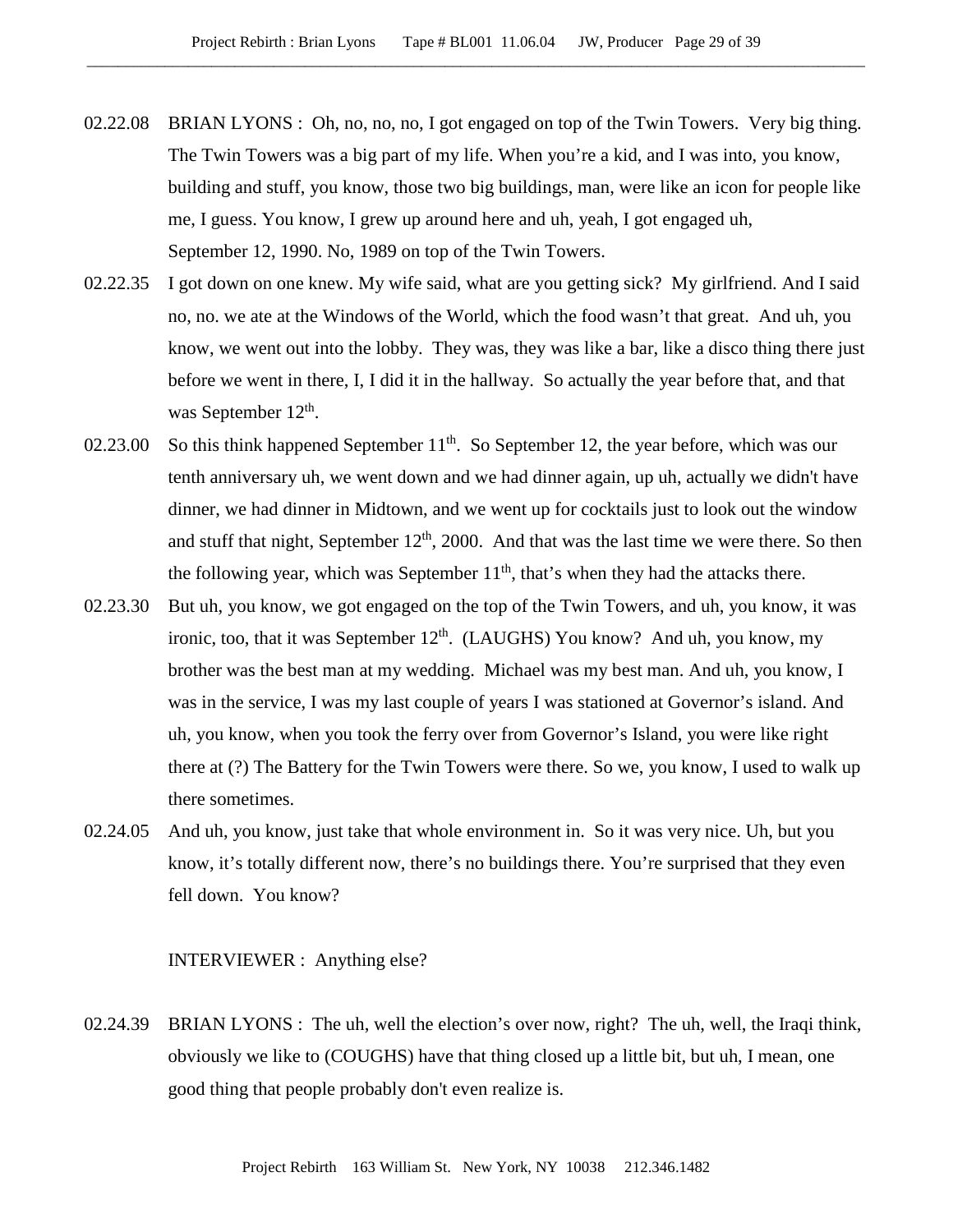02.22.08 BRIAN LYONS : Oh, no, no, no, I got engaged on top of the Twin Towers. Very big thing. The Twin Towers was a big part of my life. When you're a kid, and I was into, you know, building and stuff, you know, those two big buildings, man, were like an icon for people like me, I guess. You know, I grew up around here and uh, yeah, I got engaged uh, September 12, 1990. No, 1989 on top of the Twin Towers.

02.22.35 I got down on one knew. My wife said, what are you getting sick? My girlfriend. And I said no, no. we ate at the Windows of the World, which the food wasn't that great. And uh, you know, we went out into the lobby. They was, they was like a bar, like a disco thing there just before we went in there, I, I did it in the hallway. So actually the year before that, and that was September 12th.

02.23.00 So this think happened September 11th. So September 12, the year before, which was our tenth anniversary uh, we went down and we had dinner again, up uh, actually we didn't have dinner, we had dinner in Midtown, and we went up for cocktails just to look out the window and stuff that night, September 12th, 2000. And that was the last time we were there. So then the following year, which was September 11th, that's when they had the attacks there.

02.23.30 But uh, you know, we got engaged on the top of the Twin Towers, and uh, you know, it was ironic, too, that it was September 12th. (LAUGHS) You know? And uh, you know, my brother was the best man at my wedding. Michael was my best man. And uh, you know, I was in the service, I was my last couple of years I was stationed at Governor's island. And uh, you know, when you took the ferry over from Governor's Island, you were like right there at (?) The Battery for the Twin Towers were there. So we, you know, I used to walk up there sometimes.

02.24.05 And uh, you know, just take that whole environment in. So it was very nice. Uh, but you know, it's totally different now, there's no buildings there. You're surprised that they even fell down. You know?

INTERVIEWER : Anything else?

02.24.39 BRIAN LYONS : The uh, well the election's over now, right? The uh, well, the Iraqi think, obviously we like to (COUGHS) have that thing closed up a little bit, but uh, I mean, one good thing that people probably don't even realize is.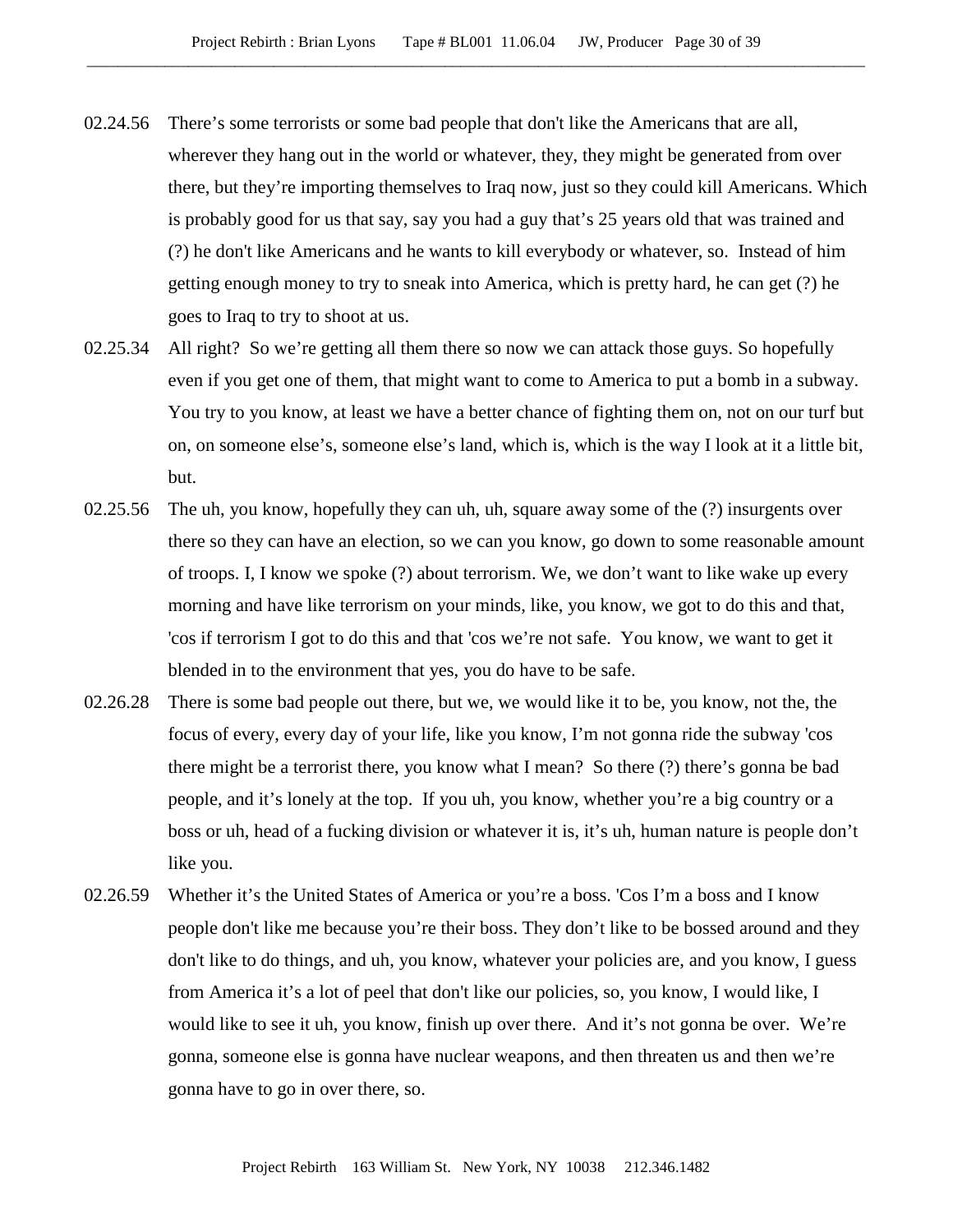02.24.56 There's some terrorists or some bad people that don't like the Americans that are all, wherever they hang out in the world or whatever, they, they might be generated from over there, but they're importing themselves to Iraq now, just so they could kill Americans. Which is probably good for us that say, say you had a guy that's 25 years old that was trained and (?) he don't like Americans and he wants to kill everybody or whatever, so. Instead of him getting enough money to try to sneak into America, which is pretty hard, he can get (?) he goes to Iraq to try to shoot at us.

02.25.34 All right? So we're getting all them there so now we can attack those guys. So hopefully even if you get one of them, that might want to come to America to put a bomb in a subway. You try to you know, at least we have a better chance of fighting them on, not on our turf but on, on someone else's, someone else's land, which is, which is the way I look at it a little bit, but.

02.25.56 The uh, you know, hopefully they can uh, uh, square away some of the (?) insurgents over there so they can have an election, so we can you know, go down to some reasonable amount of troops. I, I know we spoke (?) about terrorism. We, we don't want to like wake up every morning and have like terrorism on your minds, like, you know, we got to do this and that, 'cos if terrorism I got to do this and that 'cos we're not safe. You know, we want to get it blended in to the environment that yes, you do have to be safe.

02.26.28 There is some bad people out there, but we, we would like it to be, you know, not the, the focus of every, every day of your life, like you know, I'm not gonna ride the subway 'cos there might be a terrorist there, you know what I mean? So there (?) there's gonna be bad people, and it's lonely at the top. If you uh, you know, whether you're a big country or a boss or uh, head of a fucking division or whatever it is, it's uh, human nature is people don't like you.

02.26.59 Whether it's the United States of America or you're a boss. 'Cos I'm a boss and I know people don't like me because you're their boss. They don't like to be bossed around and they don't like to do things, and uh, you know, whatever your policies are, and you know, I guess from America it's a lot of peel that don't like our policies, so, you know, I would like, I would like to see it uh, you know, finish up over there. And it's not gonna be over. We're gonna, someone else is gonna have nuclear weapons, and then threaten us and then we're gonna have to go in over there, so.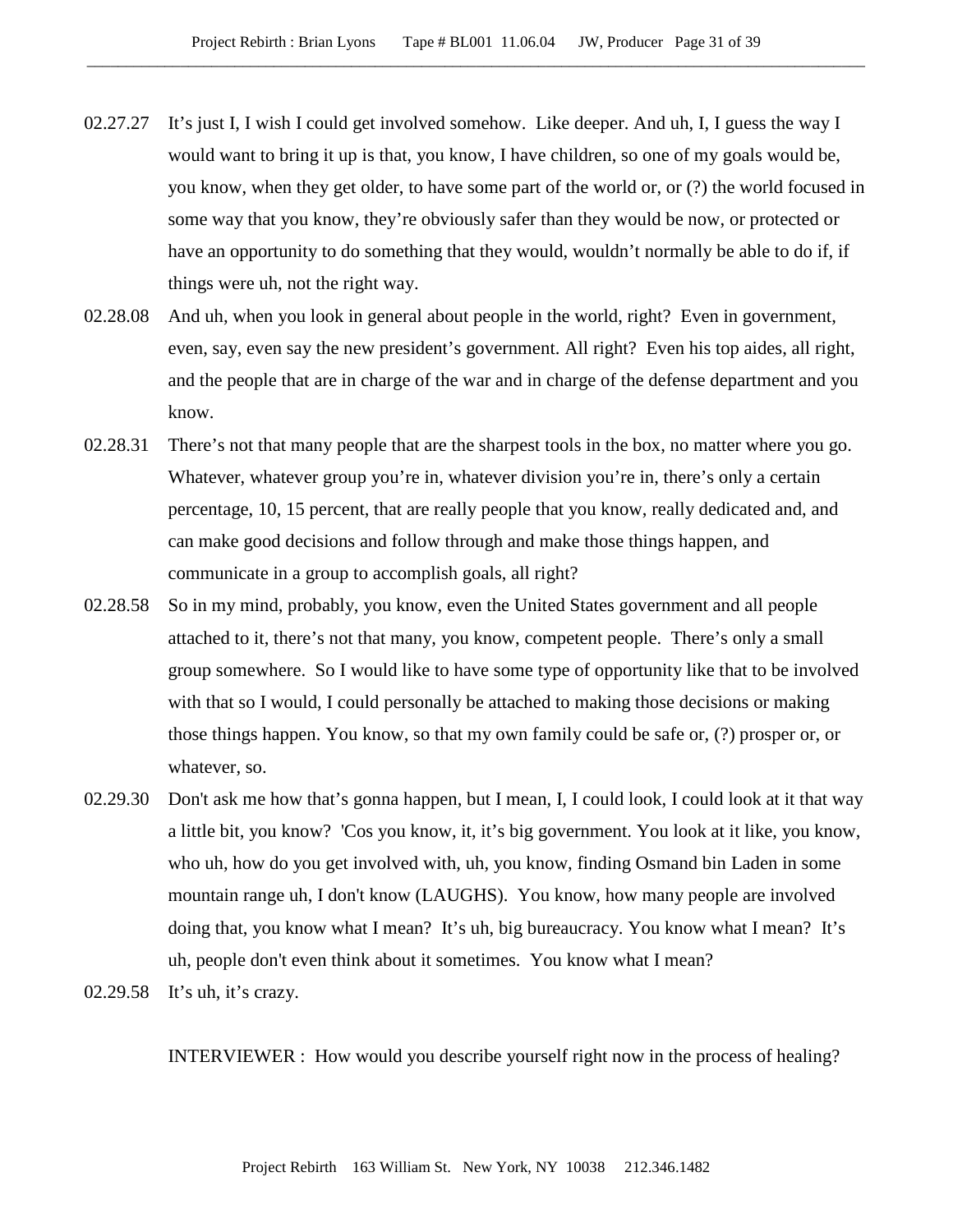02.27.27 It's just I, I wish I could get involved somehow. Like deeper. And uh, I, I guess the way I would want to bring it up is that, you know, I have children, so one of my goals would be, you know, when they get older, to have some part of the world or, or (?) the world focused in some way that you know, they're obviously safer than they would be now, or protected or have an opportunity to do something that they would, wouldn't normally be able to do if, if things were uh, not the right way.

02.28.08 And uh, when you look in general about people in the world, right? Even in government, even, say, even say the new president's government. All right? Even his top aides, all right, and the people that are in charge of the war and in charge of the defense department and you know.

02.28.31 There's not that many people that are the sharpest tools in the box, no matter where you go. Whatever, whatever group you're in, whatever division you're in, there's only a certain percentage, 10, 15 percent, that are really people that you know, really dedicated and, and can make good decisions and follow through and make those things happen, and communicate in a group to accomplish goals, all right?

02.28.58 So in my mind, probably, you know, even the United States government and all people attached to it, there's not that many, you know, competent people. There's only a small group somewhere. So I would like to have some type of opportunity like that to be involved with that so I would, I could personally be attached to making those decisions or making those things happen. You know, so that my own family could be safe or, (?) prosper or, or whatever, so.

02.29.30 Don't ask me how that's gonna happen, but I mean, I, I could look, I could look at it that way a little bit, you know? 'Cos you know, it, it's big government. You look at it like, you know, who uh, how do you get involved with, uh, you know, finding Osmand bin Laden in some mountain range uh, I don't know (LAUGHS). You know, how many people are involved doing that, you know what I mean? It's uh, big bureaucracy. You know what I mean? It's uh, people don't even think about it sometimes. You know what I mean?

02.29.58 It's uh, it's crazy.

INTERVIEWER : How would you describe yourself right now in the process of healing?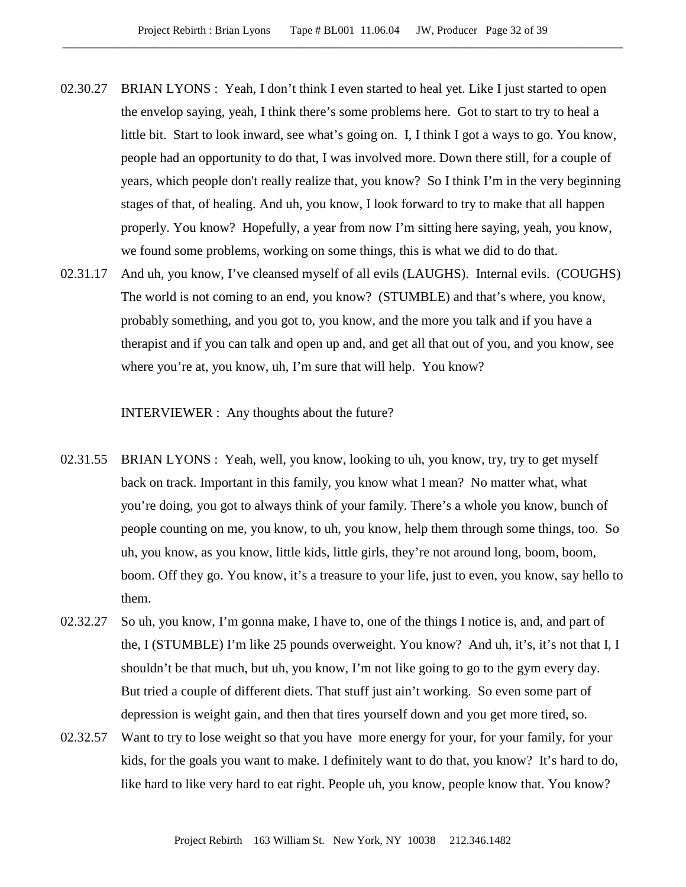02.30.27 BRIAN LYONS : Yeah, I don't think I even started to heal yet. Like I just started to open the envelop saying, yeah, I think there's some problems here. Got to start to try to heal a little bit. Start to look inward, see what's going on. I, I think I got a ways to go. You know, people had an opportunity to do that, I was involved more. Down there still, for a couple of years, which people don't really realize that, you know? So I think I'm in the very beginning stages of that, of healing. And uh, you know, I look forward to try to make that all happen properly. You know? Hopefully, a year from now I'm sitting here saying, yeah, you know, we found some problems, working on some things, this is what we did to do that.

02.31.17 And uh, you know, I've cleansed myself of all evils (LAUGHS). Internal evils. (COUGHS) The world is not coming to an end, you know? (STUMBLE) and that's where, you know, probably something, and you got to, you know, and the more you talk and if you have a therapist and if you can talk and open up and, and get all that out of you, and you know, see where you're at, you know, uh, I'm sure that will help. You know?

INTERVIEWER : Any thoughts about the future?

02.31.55 BRIAN LYONS : Yeah, well, you know, looking to uh, you know, try, try to get myself back on track. Important in this family, you know what I mean? No matter what, what you're doing, you got to always think of your family. There's a whole you know, bunch of people counting on me, you know, to uh, you know, help them through some things, too. So uh, you know, as you know, little kids, little girls, they're not around long, boom, boom, boom. Off they go. You know, it's a treasure to your life, just to even, you know, say hello to them.

02.32.27 So uh, you know, I'm gonna make, I have to, one of the things I notice is, and, and part of the, I (STUMBLE) I'm like 25 pounds overweight. You know? And uh, it's, it's not that I, I shouldn't be that much, but uh, you know, I'm not like going to go to the gym every day. But tried a couple of different diets. That stuff just ain't working. So even some part of depression is weight gain, and then that tires yourself down and you get more tired, so.

02.32.57 Want to try to lose weight so that you have more energy for your, for your family, for your kids, for the goals you want to make. I definitely want to do that, you know? It's hard to do, like hard to like very hard to eat right. People uh, you know, people know that. You know?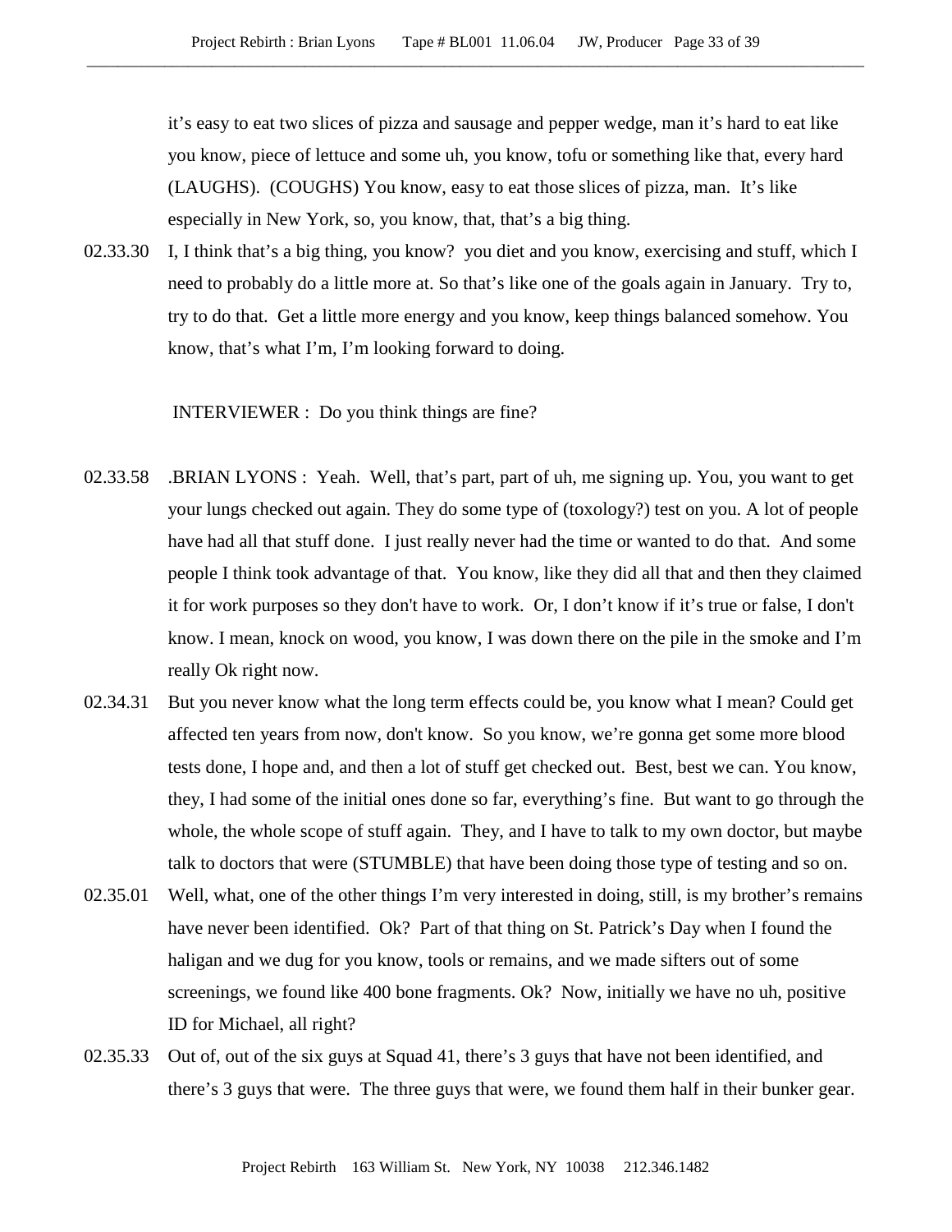it's easy to eat two slices of pizza and sausage and pepper wedge, man it's hard to eat like you know, piece of lettuce and some uh, you know, tofu or something like that, every hard (LAUGHS). (COUGHS) You know, easy to eat those slices of pizza, man. It's like especially in New York, so, you know, that, that's a big thing.

02.33.30 I, I think that's a big thing, you know? you diet and you know, exercising and stuff, which I need to probably do a little more at. So that's like one of the goals again in January. Try to, try to do that. Get a little more energy and you know, keep things balanced somehow. You know, that's what I'm, I'm looking forward to doing.

INTERVIEWER : Do you think things are fine?

02.33.58 .BRIAN LYONS : Yeah. Well, that's part, part of uh, me signing up. You, you want to get your lungs checked out again. They do some type of (toxology?) test on you. A lot of people have had all that stuff done. I just really never had the time or wanted to do that. And some people I think took advantage of that. You know, like they did all that and then they claimed it for work purposes so they don't have to work. Or, I don't know if it's true or false, I don't know. I mean, knock on wood, you know, I was down there on the pile in the smoke and I'm really Ok right now.

02.34.31 But you never know what the long term effects could be, you know what I mean? Could get affected ten years from now, don't know. So you know, we're gonna get some more blood tests done, I hope and, and then a lot of stuff get checked out. Best, best we can. You know, they, I had some of the initial ones done so far, everything's fine. But want to go through the whole, the whole scope of stuff again. They, and I have to talk to my own doctor, but maybe talk to doctors that were (STUMBLE) that have been doing those type of testing and so on.

02.35.01 Well, what, one of the other things I'm very interested in doing, still, is my brother's remains have never been identified. Ok? Part of that thing on St. Patrick's Day when I found the haligan and we dug for you know, tools or remains, and we made sifters out of some screenings, we found like 400 bone fragments. Ok? Now, initially we have no uh, positive ID for Michael, all right?

02.35.33 Out of, out of the six guys at Squad 41, there's 3 guys that have not been identified, and there's 3 guys that were. The three guys that were, we found them half in their bunker gear.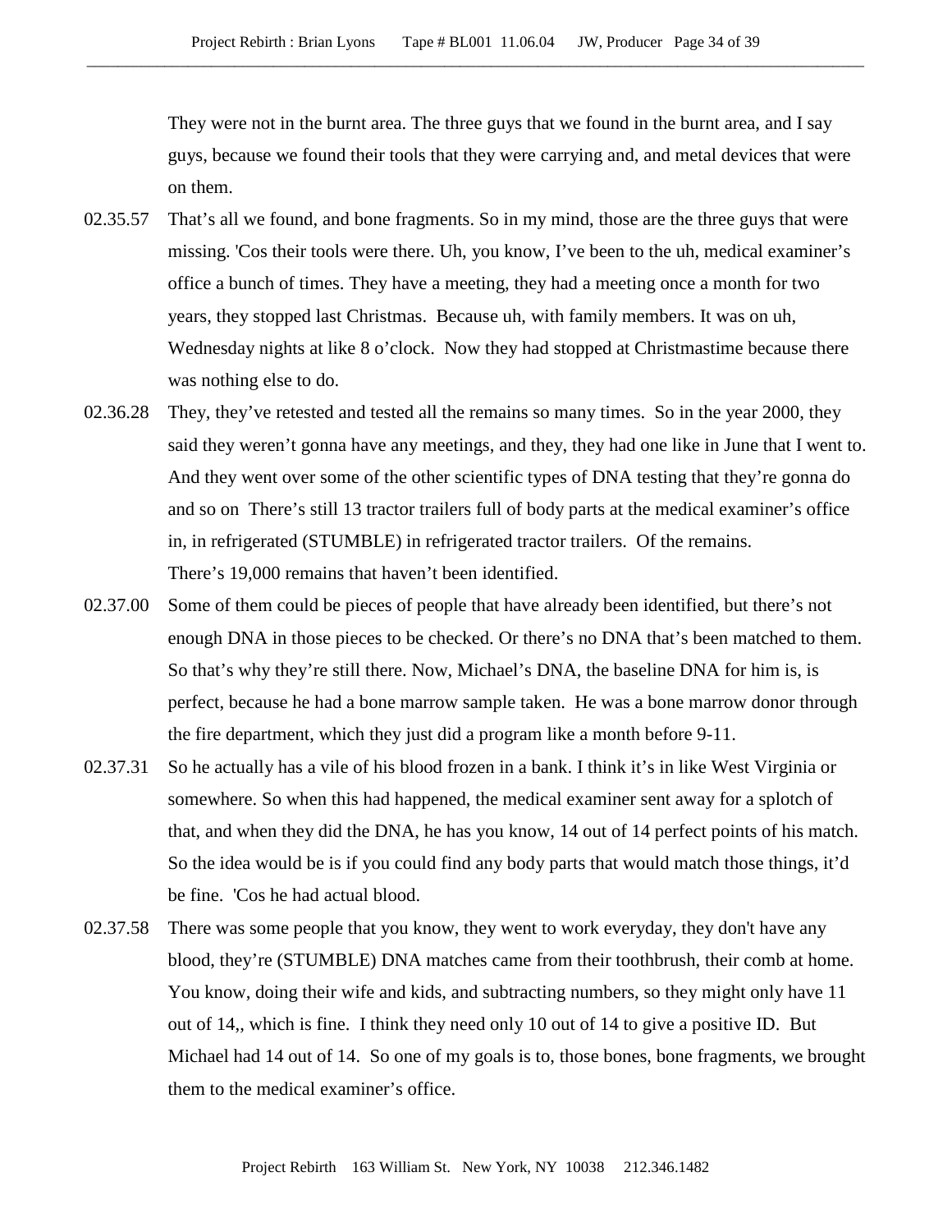They were not in the burnt area. The three guys that we found in the burnt area, and I say guys, because we found their tools that they were carrying and, and metal devices that were on them.

02.35.57 That's all we found, and bone fragments. So in my mind, those are the three guys that were missing. 'Cos their tools were there. Uh, you know, I've been to the uh, medical examiner's office a bunch of times. They have a meeting, they had a meeting once a month for two years, they stopped last Christmas. Because uh, with family members. It was on uh, Wednesday nights at like 8 o'clock. Now they had stopped at Christmastime because there was nothing else to do.

02.36.28 They, they've retested and tested all the remains so many times. So in the year 2000, they said they weren't gonna have any meetings, and they, they had one like in June that I went to. And they went over some of the other scientific types of DNA testing that they're gonna do and so on There's still 13 tractor trailers full of body parts at the medical examiner's office in, in refrigerated (STUMBLE) in refrigerated tractor trailers. Of the remains. There's 19,000 remains that haven't been identified.

02.37.00 Some of them could be pieces of people that have already been identified, but there's not enough DNA in those pieces to be checked. Or there's no DNA that's been matched to them. So that's why they're still there. Now, Michael's DNA, the baseline DNA for him is, is perfect, because he had a bone marrow sample taken. He was a bone marrow donor through the fire department, which they just did a program like a month before 9-11.

02.37.31 So he actually has a vile of his blood frozen in a bank. I think it's in like West Virginia or somewhere. So when this had happened, the medical examiner sent away for a splotch of that, and when they did the DNA, he has you know, 14 out of 14 perfect points of his match. So the idea would be is if you could find any body parts that would match those things, it'd be fine. 'Cos he had actual blood.

02.37.58 There was some people that you know, they went to work everyday, they don't have any blood, they're (STUMBLE) DNA matches came from their toothbrush, their comb at home. You know, doing their wife and kids, and subtracting numbers, so they might only have 11 out of 14,, which is fine. I think they need only 10 out of 14 to give a positive ID. But Michael had 14 out of 14. So one of my goals is to, those bones, bone fragments, we brought them to the medical examiner's office.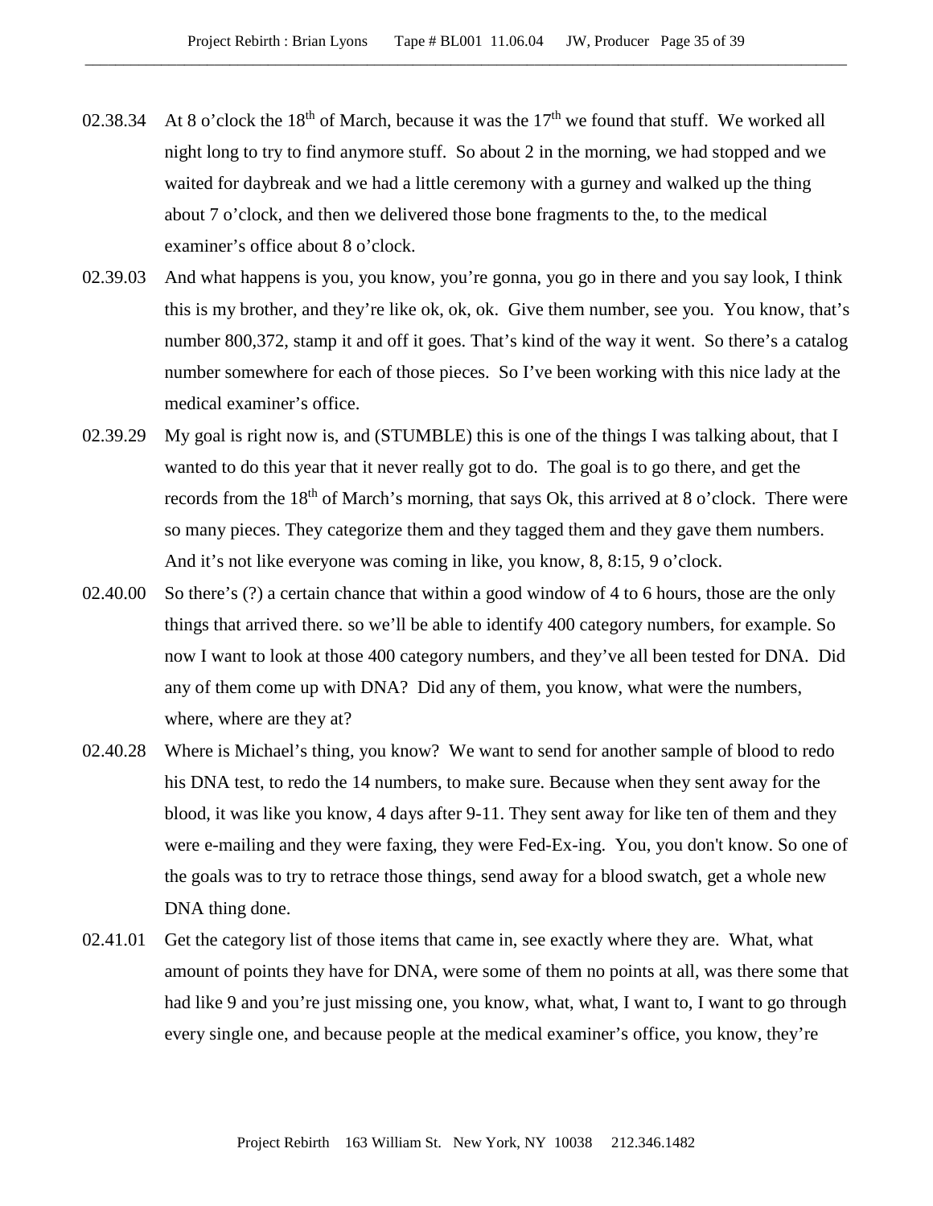02.38.34 At 8 o'clock the 18th of March, because it was the 17th we found that stuff. We worked all night long to try to find anymore stuff. So about 2 in the morning, we had stopped and we waited for daybreak and we had a little ceremony with a gurney and walked up the thing about 7 o'clock, and then we delivered those bone fragments to the, to the medical examiner's office about 8 o'clock.

02.39.03 And what happens is you, you know, you're gonna, you go in there and you say look, I think this is my brother, and they're like ok, ok, ok. Give them number, see you. You know, that's number 800,372, stamp it and off it goes. That's kind of the way it went. So there's a catalog number somewhere for each of those pieces. So I've been working with this nice lady at the medical examiner's office.

02.39.29 My goal is right now is, and (STUMBLE) this is one of the things I was talking about, that I wanted to do this year that it never really got to do. The goal is to go there, and get the records from the 18th of March's morning, that says Ok, this arrived at 8 o'clock. There were so many pieces. They categorize them and they tagged them and they gave them numbers. And it's not like everyone was coming in like, you know, 8, 8:15, 9 o'clock.

02.40.00 So there's (?) a certain chance that within a good window of 4 to 6 hours, those are the only things that arrived there. so we'll be able to identify 400 category numbers, for example. So now I want to look at those 400 category numbers, and they've all been tested for DNA. Did any of them come up with DNA? Did any of them, you know, what were the numbers, where, where are they at?

02.40.28 Where is Michael's thing, you know? We want to send for another sample of blood to redo his DNA test, to redo the 14 numbers, to make sure. Because when they sent away for the blood, it was like you know, 4 days after 9-11. They sent away for like ten of them and they were e-mailing and they were faxing, they were Fed-Ex-ing. You, you don't know. So one of the goals was to try to retrace those things, send away for a blood swatch, get a whole new DNA thing done.

02.41.01 Get the category list of those items that came in, see exactly where they are. What, what amount of points they have for DNA, were some of them no points at all, was there some that had like 9 and you're just missing one, you know, what, what, I want to, I want to go through every single one, and because people at the medical examiner's office, you know, they're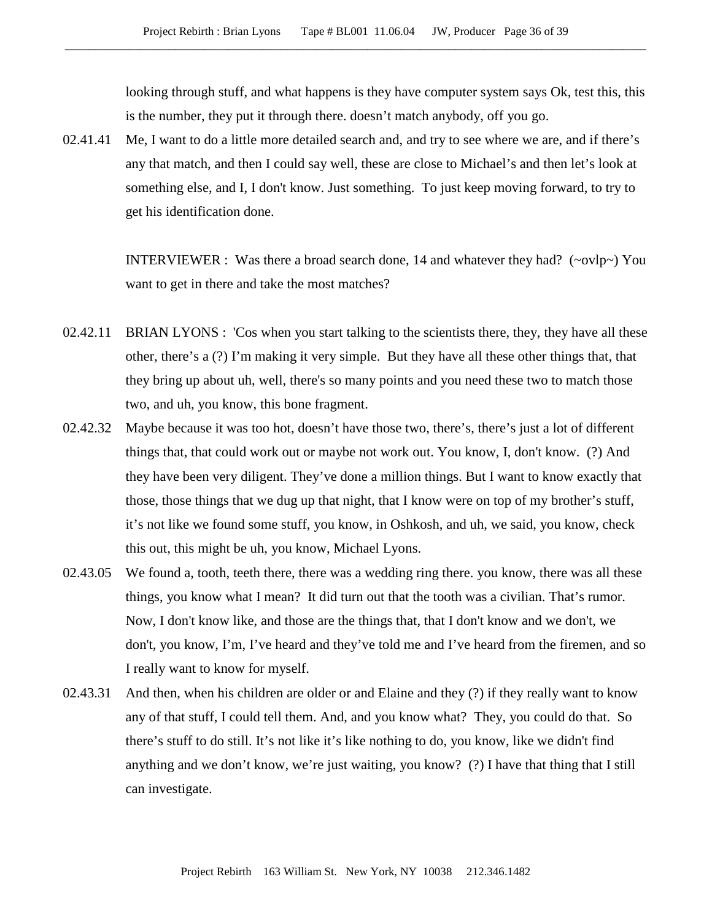looking through stuff, and what happens is they have computer system says Ok, test this, this is the number, they put it through there. doesn't match anybody, off you go.

02.41.41 Me, I want to do a little more detailed search and, and try to see where we are, and if there's any that match, and then I could say well, these are close to Michael's and then let's look at something else, and I, I don't know. Just something. To just keep moving forward, to try to get his identification done.

INTERVIEWER : Was there a broad search done, 14 and whatever they had? (~ovlp~) You want to get in there and take the most matches?

02.42.11 BRIAN LYONS : 'Cos when you start talking to the scientists there, they, they have all these other, there's a (?) I'm making it very simple. But they have all these other things that, that they bring up about uh, well, there's so many points and you need these two to match those two, and uh, you know, this bone fragment.

02.42.32 Maybe because it was too hot, doesn't have those two, there's, there's just a lot of different things that, that could work out or maybe not work out. You know, I, don't know. (?) And they have been very diligent. They've done a million things. But I want to know exactly that those, those things that we dug up that night, that I know were on top of my brother's stuff, it's not like we found some stuff, you know, in Oshkosh, and uh, we said, you know, check this out, this might be uh, you know, Michael Lyons.

02.43.05 We found a, tooth, teeth there, there was a wedding ring there. you know, there was all these things, you know what I mean? It did turn out that the tooth was a civilian. That's rumor. Now, I don't know like, and those are the things that, that I don't know and we don't, we don't, you know, I'm, I've heard and they've told me and I've heard from the firemen, and so I really want to know for myself.

02.43.31 And then, when his children are older or and Elaine and they (?) if they really want to know any of that stuff, I could tell them. And, and you know what? They, you could do that. So there's stuff to do still. It's not like it's like nothing to do, you know, like we didn't find anything and we don't know, we're just waiting, you know? (?) I have that thing that I still can investigate.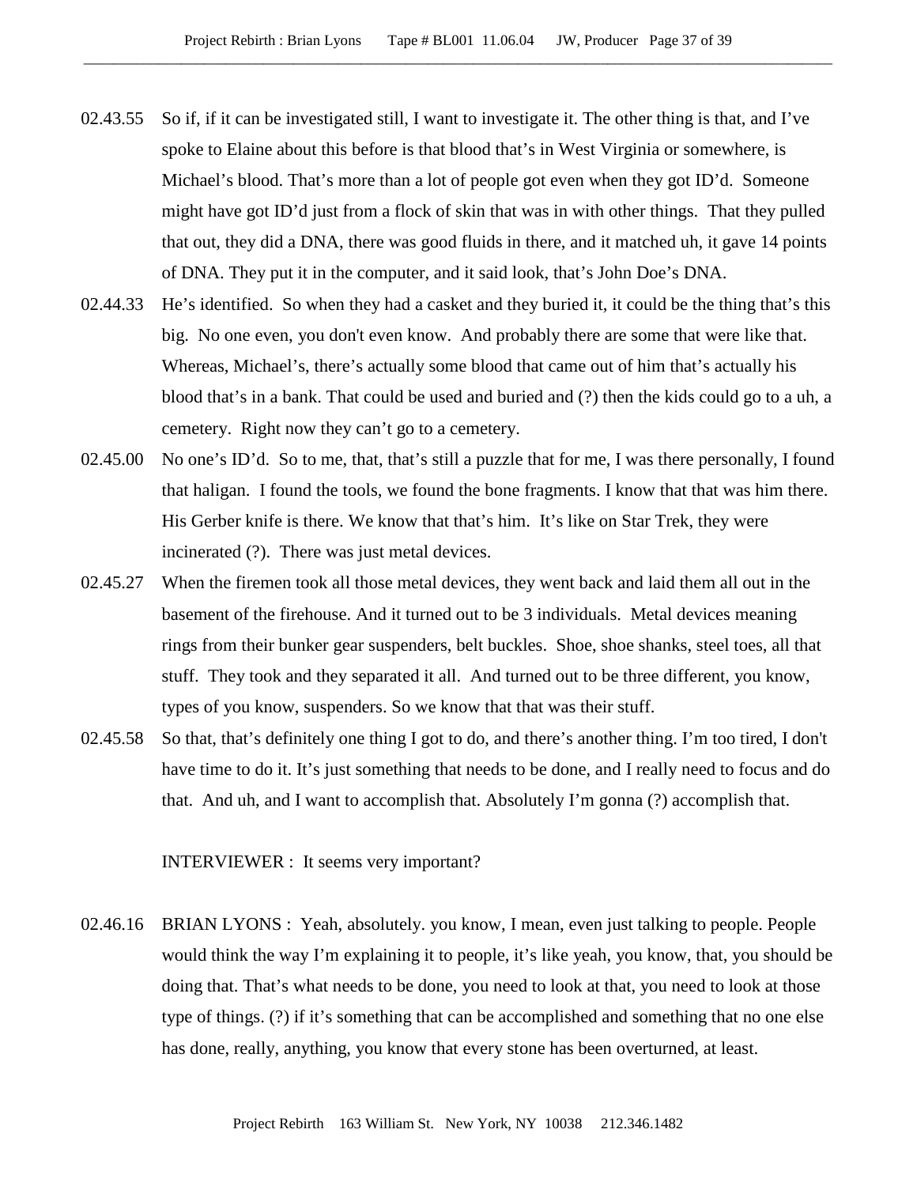02.43.55 So if, if it can be investigated still, I want to investigate it. The other thing is that, and I've spoke to Elaine about this before is that blood that's in West Virginia or somewhere, is Michael's blood. That's more than a lot of people got even when they got ID'd. Someone might have got ID'd just from a flock of skin that was in with other things. That they pulled that out, they did a DNA, there was good fluids in there, and it matched uh, it gave 14 points of DNA. They put it in the computer, and it said look, that's John Doe's DNA.

02.44.33 He's identified. So when they had a casket and they buried it, it could be the thing that's this big. No one even, you don't even know. And probably there are some that were like that. Whereas, Michael's, there's actually some blood that came out of him that's actually his blood that's in a bank. That could be used and buried and (?) then the kids could go to a uh, a cemetery. Right now they can't go to a cemetery.

02.45.00 No one's ID'd. So to me, that, that's still a puzzle that for me, I was there personally, I found that haligan. I found the tools, we found the bone fragments. I know that that was him there. His Gerber knife is there. We know that that's him. It's like on Star Trek, they were incinerated (?). There was just metal devices.

02.45.27 When the firemen took all those metal devices, they went back and laid them all out in the basement of the firehouse. And it turned out to be 3 individuals. Metal devices meaning rings from their bunker gear suspenders, belt buckles. Shoe, shoe shanks, steel toes, all that stuff. They took and they separated it all. And turned out to be three different, you know, types of you know, suspenders. So we know that that was their stuff.

02.45.58 So that, that's definitely one thing I got to do, and there's another thing. I'm too tired, I don't have time to do it. It's just something that needs to be done, and I really need to focus and do that. And uh, and I want to accomplish that. Absolutely I'm gonna (?) accomplish that.

INTERVIEWER : It seems very important?

02.46.16 BRIAN LYONS : Yeah, absolutely. you know, I mean, even just talking to people. People would think the way I'm explaining it to people, it's like yeah, you know, that, you should be doing that. That's what needs to be done, you need to look at that, you need to look at those type of things. (?) if it's something that can be accomplished and something that no one else has done, really, anything, you know that every stone has been overturned, at least.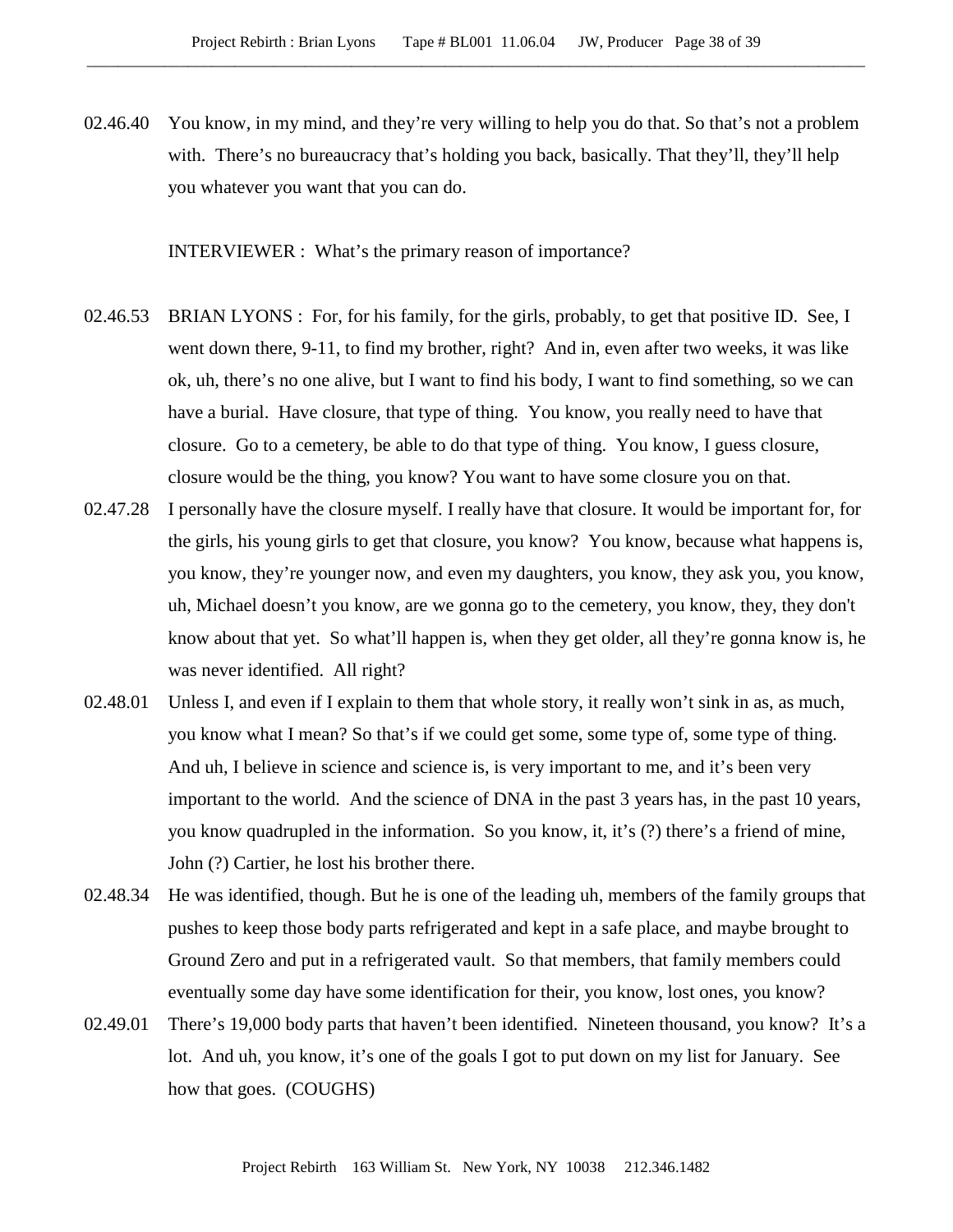02.46.40 You know, in my mind, and they're very willing to help you do that. So that's not a problem with. There's no bureaucracy that's holding you back, basically. That they'll, they'll help you whatever you want that you can do.

INTERVIEWER : What's the primary reason of importance?

02.46.53 BRIAN LYONS : For, for his family, for the girls, probably, to get that positive ID. See, I went down there, 9-11, to find my brother, right? And in, even after two weeks, it was like ok, uh, there's no one alive, but I want to find his body, I want to find something, so we can have a burial. Have closure, that type of thing. You know, you really need to have that closure. Go to a cemetery, be able to do that type of thing. You know, I guess closure, closure would be the thing, you know? You want to have some closure you on that.

02.47.28 I personally have the closure myself. I really have that closure. It would be important for, for the girls, his young girls to get that closure, you know? You know, because what happens is, you know, they're younger now, and even my daughters, you know, they ask you, you know, uh, Michael doesn't you know, are we gonna go to the cemetery, you know, they, they don't know about that yet. So what'll happen is, when they get older, all they're gonna know is, he was never identified. All right?

02.48.01 Unless I, and even if I explain to them that whole story, it really won't sink in as, as much, you know what I mean? So that's if we could get some, some type of, some type of thing. And uh, I believe in science and science is, is very important to me, and it's been very important to the world. And the science of DNA in the past 3 years has, in the past 10 years, you know quadrupled in the information. So you know, it, it's (?) there's a friend of mine, John (?) Cartier, he lost his brother there.

02.48.34 He was identified, though. But he is one of the leading uh, members of the family groups that pushes to keep those body parts refrigerated and kept in a safe place, and maybe brought to Ground Zero and put in a refrigerated vault. So that members, that family members could eventually some day have some identification for their, you know, lost ones, you know?

02.49.01 There's 19,000 body parts that haven't been identified. Nineteen thousand, you know? It's a lot. And uh, you know, it's one of the goals I got to put down on my list for January. See how that goes. (COUGHS)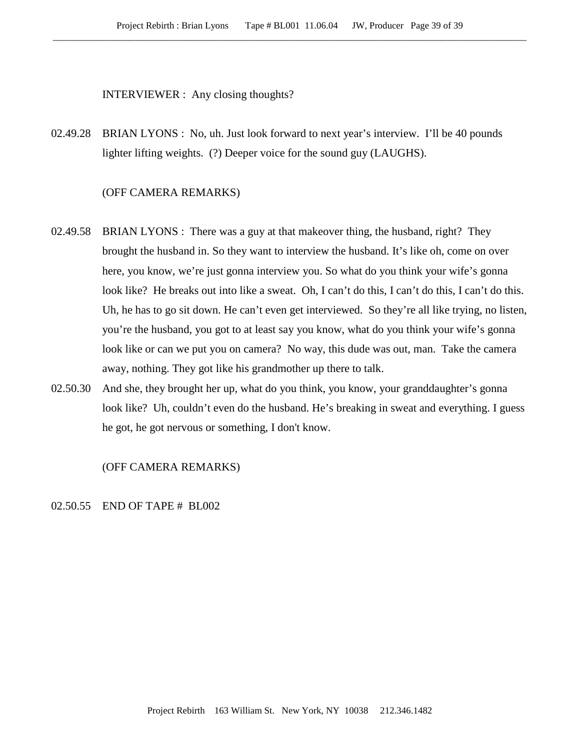INTERVIEWER : Any closing thoughts?

02.49.28 BRIAN LYONS : No, uh. Just look forward to next year's interview. I'll be 40 pounds lighter lifting weights. (?) Deeper voice for the sound guy (LAUGHS).

(OFF CAMERA REMARKS)

02.49.58 BRIAN LYONS : There was a guy at that makeover thing, the husband, right? They brought the husband in. So they want to interview the husband. It's like oh, come on over here, you know, we're just gonna interview you. So what do you think your wife's gonna look like? He breaks out into like a sweat. Oh, I can't do this, I can't do this, I can't do this. Uh, he has to go sit down. He can't even get interviewed. So they're all like trying, no listen, you're the husband, you got to at least say you know, what do you think your wife's gonna look like or can we put you on camera? No way, this dude was out, man. Take the camera away, nothing. They got like his grandmother up there to talk.

02.50.30 And she, they brought her up, what do you think, you know, your granddaughter's gonna look like? Uh, couldn't even do the husband. He's breaking in sweat and everything. I guess he got, he got nervous or something, I don't know.

(OFF CAMERA REMARKS)

02.50.55 END OF TAPE # BL002